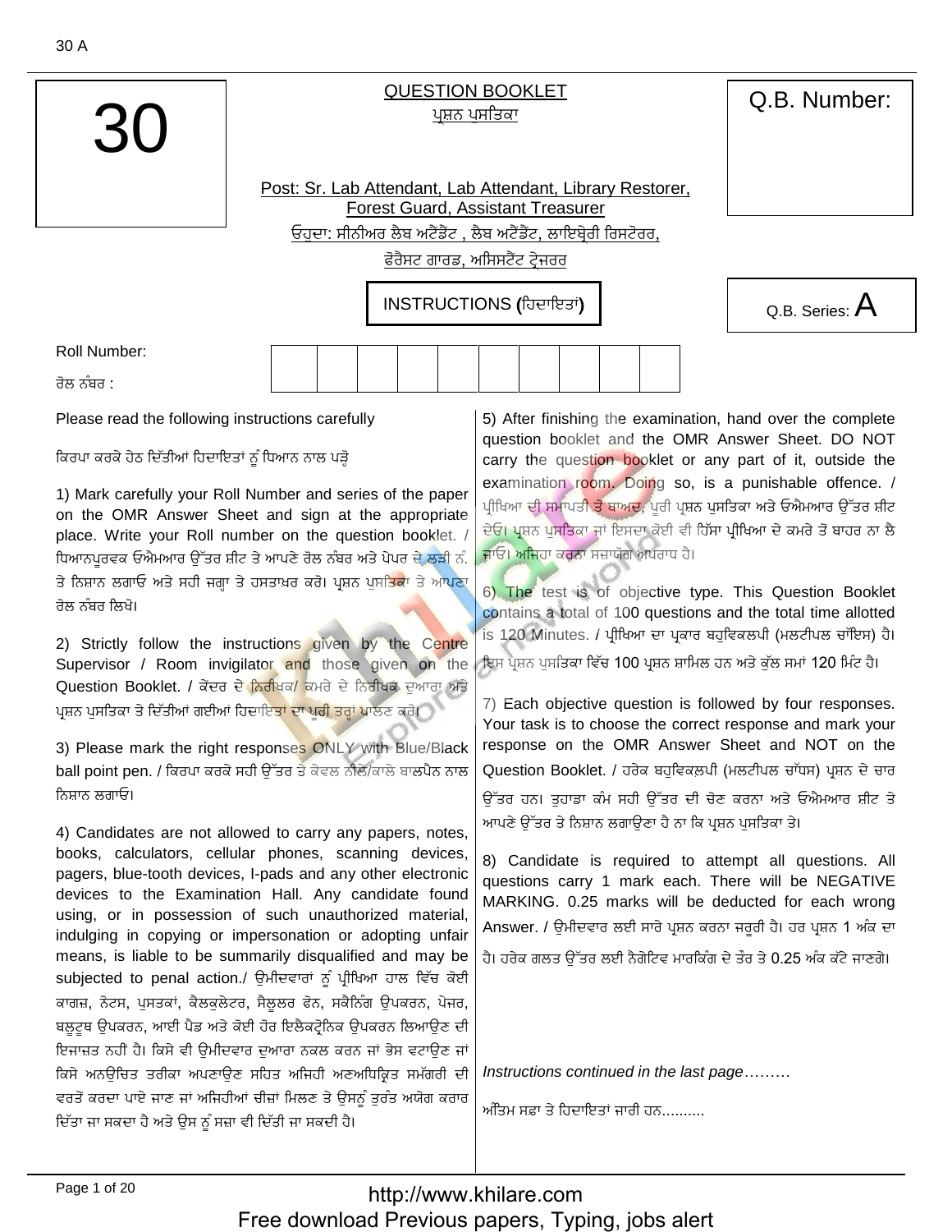30 A

| 30 | **QUESTION BOOKLET**<br>ਪ੍ਰਸ਼ਨ ਪਸਤਿਕਾ<br><br>Post: Sr. Lab Attendant, Lab Attendant, Library Restorer, Forest Guard, Assistant Treasurer<br>ਓਹੁਦਾ: ਸੀਨੀਅਰ ਲੈਬ ਅਟੈਂਡੈਂਟ , ਲੈਬ ਅਟੈਂਡੈਂਟ, ਲਾਇਬ੍ਰੇਰੀ ਰਿਸਟੋਰਰ, ਫੌਰੈਸਟ ਗਾਰਡ, ਅਸਿਸਟੈਂਟ ਟ੍ਰੇਜਰਰ | Q.B. Number: |
|---|---|---|

**INSTRUCTIONS (ਹਿਦਾਇਤਾਂ)**

Q.B. Series: A

Roll Number:
ਰੋਲ ਨੰਬਰ :

| | | | | | | | | | |
|---|---|---|---|---|---|---|---|---|---|

Please read the following instructions carefully

ਕਿਰਪਾ ਕਰਕੇ ਹੇਠ ਦਿੱਤੀਆਂ ਹਿਦਾਇਤਾਂ ਨੂੰ ਧਿਆਨ ਨਾਲ ਪੜ੍ਹੋ

1) Mark carefully your Roll Number and series of the paper on the OMR Answer Sheet and sign at the appropriate place. Write your Roll number on the question booklet. / ਧਿਆਨਪੂਰਵਕ ਓਐਮਆਰ ਉੱਤਰ ਸ਼ੀਟ ਤੇ ਆਪਣੇ ਰੋਲ ਨੰਬਰ ਅਤੇ ਪੇਪਰ ਦੇ ਲੜੀ ਨੰ. ਤੇ ਨਿਸ਼ਾਨ ਲਗਾਓ ਅਤੇ ਸਹੀ ਜਗ੍ਹਾ ਤੇ ਹਸਤਾਖਰ ਕਰੋ। ਪ੍ਰਸ਼ਨ ਪੁਸਤਿਕਾ ਤੇ ਆਪਣਾ ਰੋਲ ਨੰਬਰ ਲਿਖੋ।

2) Strictly follow the instructions given by the Centre Supervisor / Room invigilator and those given on the Question Booklet. / ਕੇਂਦਰ ਦੇ ਨਿਰੀਖਕ/ ਕਮਰੇ ਦੇ ਨਿਰੀਖਕ ਦੁਆਰਾ ਅਤੇ ਪ੍ਰਸ਼ਨ ਪੁਸਤਿਕਾ ਤੇ ਦਿੱਤੀਆਂ ਗਈਆਂ ਹਿਦਾਇਤਾਂ ਦਾ ਪੂਰੀ ਤਰ੍ਹਾਂ ਪਾਲਣ ਕਰੋ।

3) Please mark the right responses ONLY with Blue/Black ball point pen. / ਕਿਰਪਾ ਕਰਕੇ ਸਹੀ ਉੱਤਰ ਤੇ ਕੇਵਲ ਨੀਲੇ/ਕਾਲੇ ਬਾਲਪੈਨ ਨਾਲ ਨਿਸ਼ਾਨ ਲਗਾਓ।

4) Candidates are not allowed to carry any papers, notes, books, calculators, cellular phones, scanning devices, pagers, blue-tooth devices, I-pads and any other electronic devices to the Examination Hall. Any candidate found using, or in possession of such unauthorized material, indulging in copying or impersonation or adopting unfair means, is liable to be summarily disqualified and may be subjected to penal action./ ਉਮੀਦਵਾਰਾਂ ਨੂੰ ਪ੍ਰੀਖਿਆ ਹਾਲ ਵਿੱਚ ਕੋਈ ਕਾਗਜ਼, ਨੋਟਸ, ਪੁਸਤਕਾਂ, ਕੈਲਕੁਲੇਟਰ, ਸੈਲੂਲਰ ਫੋਨ, ਸਕੈਨਿੰਗ ਉਪਕਰਨ, ਪੇਜਰ, ਬਲੂਟੂਥ ਉਪਕਰਨ, ਆਈ ਪੈਡ ਅਤੇ ਕੋਈ ਹੋਰ ਇਲੈਕਟ੍ਰੋਨਿਕ ਉਪਕਰਨ ਲਿਆਉਣ ਦੀ ਇਜਾਜ਼ਤ ਨਹੀਂ ਹੈ। ਕਿਸੇ ਵੀ ਉਮੀਦਵਾਰ ਦੁਆਰਾ ਨਕਲ ਕਰਨ ਜਾਂ ਭੇਸ ਵਟਾਉਣ ਜਾਂ ਕਿਸੇ ਅਨਉਚਿਤ ਤਰੀਕਾ ਅਪਣਾਉਣ ਸਹਿਤ ਅਜਿਹੀ ਅਣਅਧਿਕ੍ਰਿਤ ਸਮੱਗਰੀ ਦੀ ਵਰਤੋਂ ਕਰਦਾ ਪਾਏ ਜਾਣ ਜਾਂ ਅਜਿਹੀਆਂ ਚੀਜ਼ਾਂ ਮਿਲਣ ਤੇ ਉਸਨੂੰ ਤੁਰੰਤ ਅਯੋਗ ਕਰਾਰ ਦਿੱਤਾ ਜਾ ਸਕਦਾ ਹੈ ਅਤੇ ਉਸ ਨੂੰ ਸਜ਼ਾ ਵੀ ਦਿੱਤੀ ਜਾ ਸਕਦੀ ਹੈ।

5) After finishing the examination, hand over the complete question booklet and the OMR Answer Sheet. DO NOT carry the question booklet or any part of it, outside the examination room. Doing so, is a punishable offence. / ਪ੍ਰੀਖਿਆ ਦੀ ਸਮਾਪਤੀ ਤੋਂ ਬਾਅਦ, ਪੂਰੀ ਪ੍ਰਸ਼ਨ ਪੁਸਤਿਕਾ ਅਤੇ ਓਐਮਆਰ ਉੱਤਰ ਸ਼ੀਟ ਦੇਓ। ਪ੍ਰਸ਼ਨ ਪੁਸਤਿਕਾ ਜਾਂ ਇਸਦਾ ਕੋਈ ਵੀ ਹਿੱਸਾ ਪ੍ਰੀਖਿਆ ਦੇ ਕਮਰੇ ਤੋਂ ਬਾਹਰ ਨਾ ਲੈ ਜਾਓ। ਅਜਿਹਾ ਕਰਨਾ ਸਜ਼ਾਯੋਗ ਅਪਰਾਧ ਹੈ।

6) The test is of objective type. This Question Booklet contains a total of 100 questions and the total time allotted is 120 Minutes. / ਪ੍ਰੀਖਿਆ ਦਾ ਪ੍ਰਕਾਰ ਬਹੁਵਿਕਲਪੀ (ਮਲਟੀਪਲ ਚੱਇਸ) ਹੈ। ਇਸ ਪ੍ਰਸ਼ਨ ਪੁਸਤਿਕਾ ਵਿੱਚ 100 ਪ੍ਰਸ਼ਨ ਸ਼ਾਮਿਲ ਹਨ ਅਤੇ ਕੁੱਲ ਸਮਾਂ 120 ਮਿੰਟ ਹੈ।

7) Each objective question is followed by four responses. Your task is to choose the correct response and mark your response on the OMR Answer Sheet and NOT on the Question Booklet. / ਹਰੇਕ ਬਹੁਵਿਕਲਪੀ (ਮਲਟੀਪਲ ਚਾੱਧਸ) ਪ੍ਰਸ਼ਨ ਦੇ ਚਾਰ ਉੱਤਰ ਹਨ। ਤੁਹਾਡਾ ਕੰਮ ਸਹੀ ਉੱਤਰ ਦੀ ਚੋਣ ਕਰਨਾ ਅਤੇ ਓਐਮਆਰ ਸ਼ੀਟ ਤੇ ਆਪਣੇ ਉੱਤਰ ਤੇ ਨਿਸ਼ਾਨ ਲਗਾਉਣਾ ਹੈ ਨਾ ਕਿ ਪ੍ਰਸ਼ਨ ਪੁਸਤਿਕਾ ਤੇ।

8) Candidate is required to attempt all questions. All questions carry 1 mark each. There will be NEGATIVE MARKING. 0.25 marks will be deducted for each wrong Answer. / ਉਮੀਦਵਾਰ ਲਈ ਸਾਰੇ ਪ੍ਰਸ਼ਨ ਕਰਨਾ ਜਰੂਰੀ ਹੈ। ਹਰ ਪ੍ਰਸ਼ਨ 1 ਅੰਕ ਦਾ ਹੈ। ਹਰੇਕ ਗਲਤ ਉੱਤਰ ਲਈ ਨੈਗੇਟਿਵ ਮਾਰਕਿੰਗ ਦੇ ਤੌਰ ਤੇ 0.25 ਅੰਕ ਕੱਟੇ ਜਾਣਗੇ।

*Instructions continued in the last page………*

ਅੰਤਿਮ ਸਫ਼ਾ ਤੇ ਹਿਦਾਇਤਾਂ ਜਾਰੀ ਹਨ..........

http://www.khilare.com
Free download Previous papers, Typing, jobs alert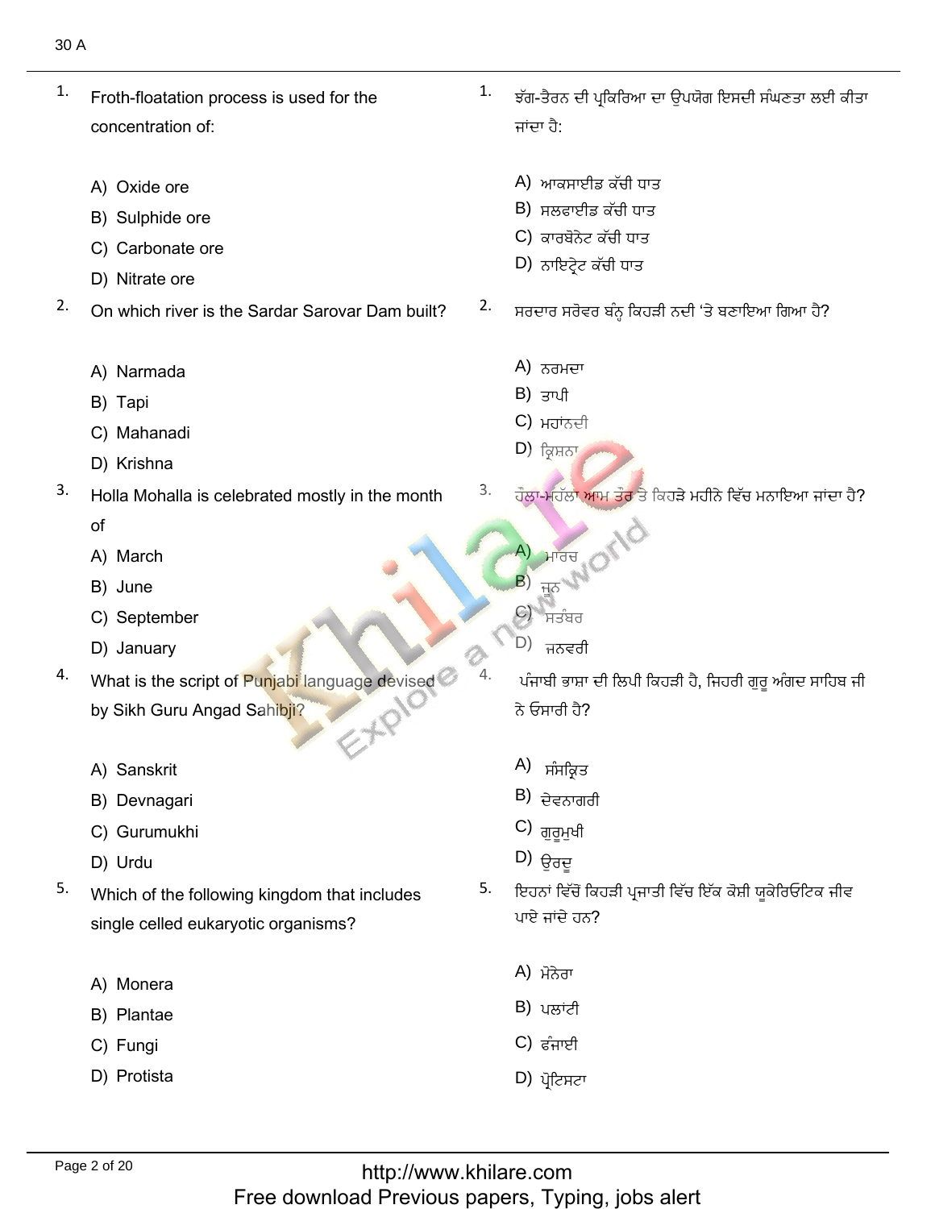1. Froth-floatation process is used for the concentration of:

   A) Oxide ore
   B) Sulphide ore
   C) Carbonate ore
   D) Nitrate ore

2. On which river is the Sardar Sarovar Dam built?

   A) Narmada
   B) Tapi
   C) Mahanadi
   D) Krishna

3. Holla Mohalla is celebrated mostly in the month of

   A) March
   B) June
   C) September
   D) January

4. What is the script of Punjabi language devised by Sikh Guru Angad Sahibji?

   A) Sanskrit
   B) Devnagari
   C) Gurumukhi
   D) Urdu

5. Which of the following kingdom that includes single celled eukaryotic organisms?

   A) Monera
   B) Plantae
   C) Fungi
   D) Protista

1. ਝੱਗ-ਤੈਰਨ ਦੀ ਪ੍ਰਕਿਰਿਆ ਦਾ ਉਪਯੋਗ ਇਸਦੀ ਸੰਘਣਤਾ ਲਈ ਕੀਤਾ ਜਾਂਦਾ ਹੈ:

   A) ਆਕਸਾਈਡ ਕੱਚੀ ਧਾਤ
   B) ਸਲਫਾਈਡ ਕੱਚੀ ਧਾਤ
   C) ਕਾਰਬੋਨੇਟ ਕੱਚੀ ਧਾਤ
   D) ਨਾਇਟ੍ਰੇਟ ਕੱਚੀ ਧਾਤ

2. ਸਰਦਾਰ ਸਰੋਵਰ ਬੰਨ੍ਹ ਕਿਹੜੀ ਨਦੀ 'ਤੇ ਬਣਾਇਆ ਗਿਆ ਹੈ?

   A) ਨਰਮਦਾ
   B) ਤਾਪੀ
   C) ਮਹਾਂਨਦੀ
   D) ਕ੍ਰਿਸ਼ਨਾ

3. ਹੋਲਾ-ਮਹੱਲਾ ਆਮ ਤੌਰ ਤੇ ਕਿਹੜੇ ਮਹੀਨੇ ਵਿੱਚ ਮਨਾਇਆ ਜਾਂਦਾ ਹੈ?

   A) ਮਾਰਚ
   B) ਜੂਨ
   C) ਸਤੰਬਰ
   D) ਜਨਵਰੀ

4. ਪੰਜਾਬੀ ਭਾਸ਼ਾ ਦੀ ਲਿਪੀ ਕਿਹੜੀ ਹੈ, ਜਿਹਰੀ ਗੁਰੂ ਅੰਗਦ ਸਾਹਿਬ ਜੀ ਨੇ ਓਸਾਰੀ ਹੈ?

   A) ਸੰਸਕ੍ਰਿਤ
   B) ਦੇਵਨਾਗਰੀ
   C) ਗੁਰੂਮੁਖੀ
   D) ਉਰਦੂ

5. ਇਹਨਾਂ ਵਿੱਚੋਂ ਕਿਹੜੀ ਪ੍ਰਜਾਤੀ ਵਿੱਚ ਇੱਕ ਕੋਸ਼ੀ ਯੂਕੇਰਿਓਟਿਕ ਜੀਵ ਪਾਏ ਜਾਂਦੇ ਹਨ?

   A) ਮੋਨੇਰਾ
   B) ਪਲਾਂਟੀ
   C) ਫੰਜਾਈ
   D) ਪ੍ਰੋਟਿਸਟਾ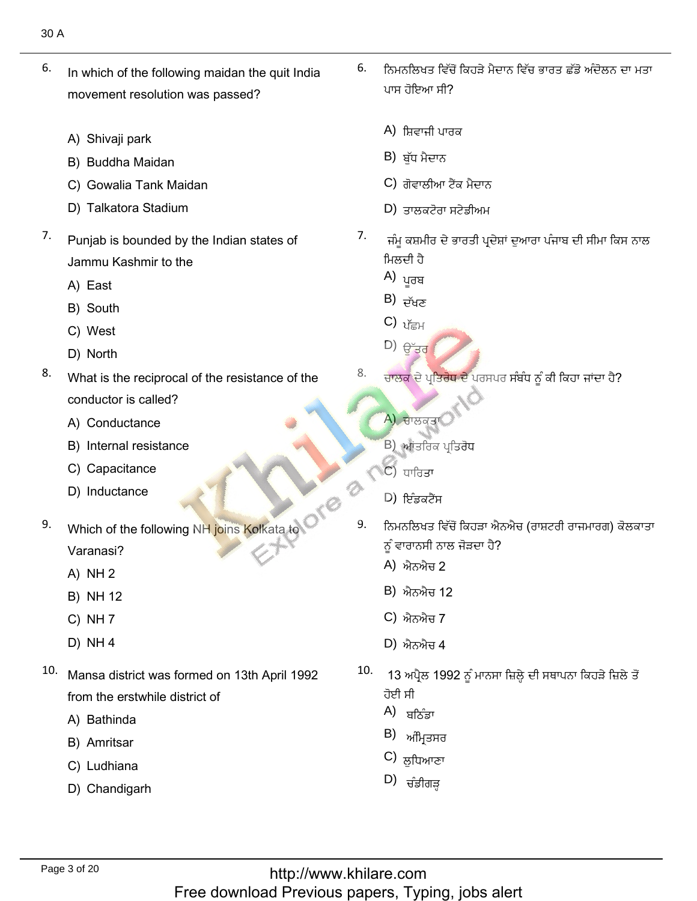6. In which of the following maidan the quit India movement resolution was passed?

A) Shivaji park
B) Buddha Maidan
C) Gowalia Tank Maidan
D) Talkatora Stadium

6. ਨਿਮਨਲਿਖਤ ਵਿੱਚੋਂ ਕਿਹੜੇ ਮੈਦਾਨ ਵਿੱਚ ਭਾਰਤ ਛੱਡੋ ਅੰਦੋਲਨ ਦਾ ਮਤਾ ਪਾਸ ਹੋਇਆ ਸੀ?

A) ਸ਼ਿਵਾਜੀ ਪਾਰਕ
B) ਬੁੱਧ ਮੈਦਾਨ
C) ਗੋਵਾਲੀਆ ਟੈਂਕ ਮੈਦਾਨ
D) ਤਾਲਕਟੋਰਾ ਸਟੇਡੀਅਮ

7. Punjab is bounded by the Indian states of Jammu Kashmir to the

A) East
B) South
C) West
D) North

7. ਜੰਮੂ ਕਸ਼ਮੀਰ ਦੇ ਭਾਰਤੀ ਪ੍ਰਦੇਸ਼ਾਂ ਦੁਆਰਾ ਪੰਜਾਬ ਦੀ ਸੀਮਾ ਕਿਸ ਨਾਲ ਮਿਲਦੀ ਹੈ

A) ਪੂਰਬ
B) ਦੱਖਣ
C) ਪੱਛਮ
D) ਉੱਤਰ

8. What is the reciprocal of the resistance of the conductor is called?

A) Conductance
B) Internal resistance
C) Capacitance
D) Inductance

8. ਚਾਲਕ ਦੇ ਪ੍ਰਤਿਰੋਧ ਦੇ ਪਰਸਪਰ ਸੰਬੰਧ ਨੂੰ ਕੀ ਕਿਹਾ ਜਾਂਦਾ ਹੈ?

A) ਚਾਲਕਤਾ
B) ਅੰਤਰਿਕ ਪ੍ਰਤਿਰੋਧ
C) ਧਾਰਿਤਾ
D) ਇੰਡਕਟੈਂਸ

9. Which of the following NH joins Kolkata to Varanasi?

A) NH 2
B) NH 12
C) NH 7
D) NH 4

9. ਨਿਮਨਲਿਖਤ ਵਿੱਚੋਂ ਕਿਹੜਾ ਐਨਐਚ (ਰਾਸ਼ਟਰੀ ਰਾਜਮਾਰਗ) ਕੋਲਕਾਤਾ ਨੂੰ ਵਾਰਾਨਸੀ ਨਾਲ ਜੋੜਦਾ ਹੈ?

A) ਐਨਐਚ 2
B) ਐਨਐਚ 12
C) ਐਨਐਚ 7
D) ਐਨਐਚ 4

10. Mansa district was formed on 13th April 1992 from the erstwhile district of

A) Bathinda
B) Amritsar
C) Ludhiana
D) Chandigarh

10. 13 ਅਪ੍ਰੈਲ 1992 ਨੂੰ ਮਾਨਸਾ ਜ਼ਿਲ੍ਹੇ ਦੀ ਸਥਾਪਨਾ ਕਿਹੜੇ ਜ਼ਿਲੇ ਤੋਂ ਹੋਈ ਸੀ

A) ਬਠਿੰਡਾ
B) ਅੰਮ੍ਰਿਤਸਰ
C) ਲੁਧਿਆਣਾ
D) ਚੰਡੀਗੜ੍ਹ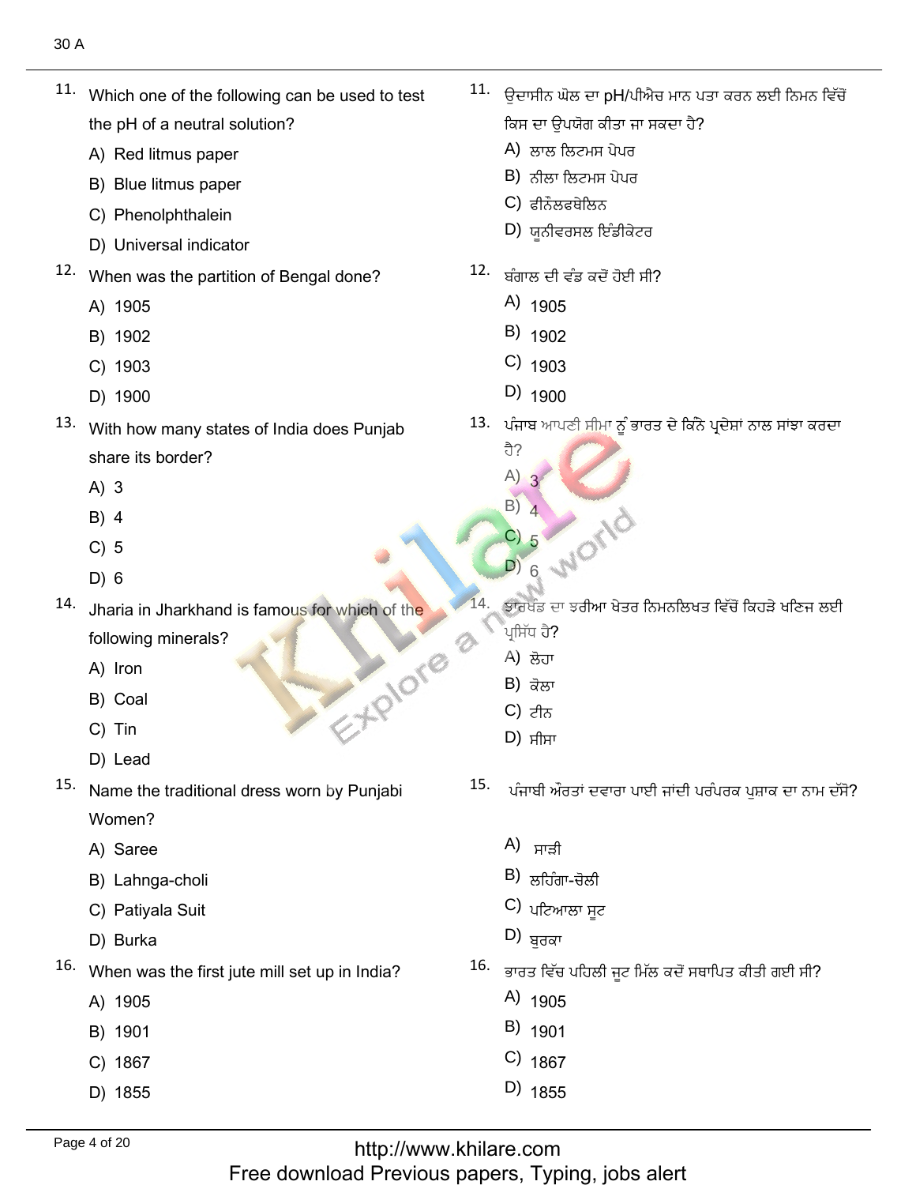11. Which one of the following can be used to test the pH of a neutral solution?
    - A) Red litmus paper
    - B) Blue litmus paper
    - C) Phenolphthalein
    - D) Universal indicator

12. When was the partition of Bengal done?
    - A) 1905
    - B) 1902
    - C) 1903
    - D) 1900

13. With how many states of India does Punjab share its border?
    - A) 3
    - B) 4
    - C) 5
    - D) 6

14. Jharia in Jharkhand is famous for which of the following minerals?
    - A) Iron
    - B) Coal
    - C) Tin
    - D) Lead

15. Name the traditional dress worn by Punjabi Women?
    - A) Saree
    - B) Lahnga-choli
    - C) Patiyala Suit
    - D) Burka

16. When was the first jute mill set up in India?
    - A) 1905
    - B) 1901
    - C) 1867
    - D) 1855

11. ਉਦਾਸੀਨ ਘੋਲ ਦਾ pH/ਪੀਐਚ ਮਾਨ ਪਤਾ ਕਰਨ ਲਈ ਨਿਮਨ ਵਿੱਚੋਂ ਕਿਸ ਦਾ ਉਪਯੋਗ ਕੀਤਾ ਜਾ ਸਕਦਾ ਹੈ?
    - A) ਲਾਲ ਲਿਟਮਸ ਪੇਪਰ
    - B) ਨੀਲਾ ਲਿਟਮਸ ਪੇਪਰ
    - C) ਫੀਨੋਲਫਥੇਲਿਨ
    - D) ਯੂਨੀਵਰਸਲ ਇੰਡੀਕੇਟਰ

12. ਬੰਗਾਲ ਦੀ ਵੰਡ ਕਦੋਂ ਹੋਈ ਸੀ?
    - A) 1905
    - B) 1902
    - C) 1903
    - D) 1900

13. ਪੰਜਾਬ ਆਪਣੀ ਸੀਮਾ ਨੂੰ ਭਾਰਤ ਦੇ ਕਿੰਨੇ ਪ੍ਰਦੇਸ਼ਾਂ ਨਾਲ ਸਾਂਝਾ ਕਰਦਾ ਹੈ?
    - A) 3
    - B) 4
    - C) 5
    - D) 6

14. ਝਾਰਖੰਡ ਦਾ ਝਰੀਆ ਖੇਤਰ ਨਿਮਨਲਿਖਤ ਵਿੱਚੋਂ ਕਿਹੜੇ ਖਣਿਜ ਲਈ ਪ੍ਰਸਿੱਧ ਹੈ?
    - A) ਲੋਹਾ
    - B) ਕੋਲਾ
    - C) ਟੀਨ
    - D) ਸੀਸਾ

15. ਪੰਜਾਬੀ ਔਰਤਾਂ ਦਵਾਰਾ ਪਾਈ ਜਾਂਦੀ ਪਰੰਪਰਕ ਪੁਸ਼ਾਕ ਦਾ ਨਾਮ ਦੱਸੋ?
    - A) ਸਾੜੀ
    - B) ਲਹਿੰਗਾ-ਚੋਲੀ
    - C) ਪਟਿਆਲਾ ਸੂਟ
    - D) ਬੁਰਕਾ

16. ਭਾਰਤ ਵਿੱਚ ਪਹਿਲੀ ਜੂਟ ਮਿੱਲ ਕਦੋਂ ਸਥਾਪਿਤ ਕੀਤੀ ਗਈ ਸੀ?
    - A) 1905
    - B) 1901
    - C) 1867
    - D) 1855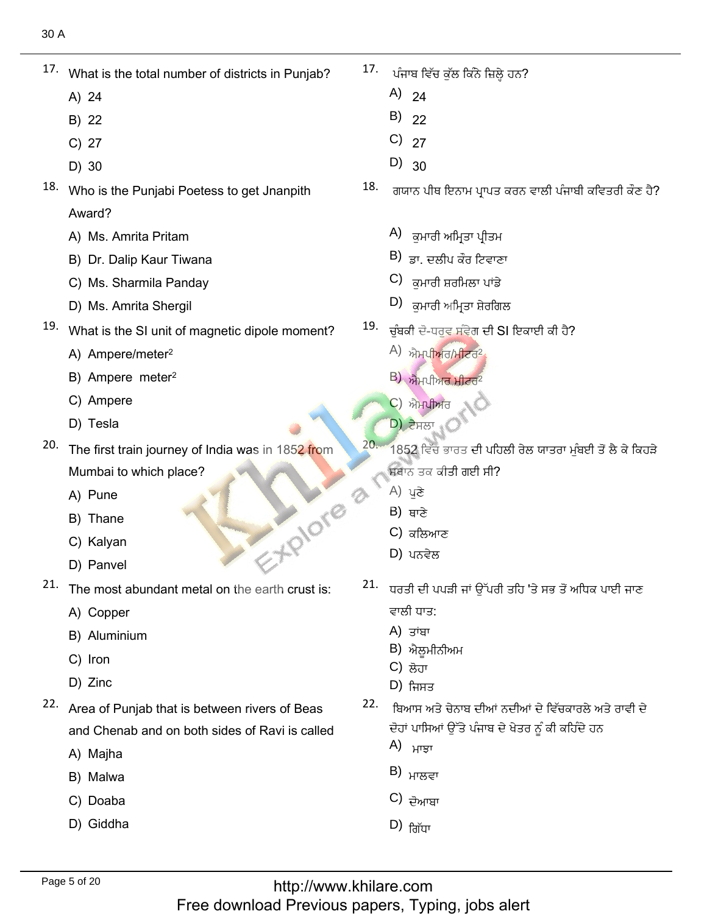17. What is the total number of districts in Punjab?
   - A) 24
   - B) 22
   - C) 27
   - D) 30

18. Who is the Punjabi Poetess to get Jnanpith Award?
   - A) Ms. Amrita Pritam
   - B) Dr. Dalip Kaur Tiwana
   - C) Ms. Sharmila Panday
   - D) Ms. Amrita Shergil

19. What is the SI unit of magnetic dipole moment?
   - A) Ampere/meter$^2$
   - B) Ampere meter$^2$
   - C) Ampere
   - D) Tesla

20. The first train journey of India was in 1852 from Mumbai to which place?
   - A) Pune
   - B) Thane
   - C) Kalyan
   - D) Panvel

21. The most abundant metal on the earth crust is:
   - A) Copper
   - B) Aluminium
   - C) Iron
   - D) Zinc

22. Area of Punjab that is between rivers of Beas and Chenab and on both sides of Ravi is called
   - A) Majha
   - B) Malwa
   - C) Doaba
   - D) Giddha

17. ਪੰਜਾਬ ਵਿੱਚ ਕੁੱਲ ਕਿੰਨੇ ਜ਼ਿਲ੍ਹੇ ਹਨ?
   - A) 24
   - B) 22
   - C) 27
   - D) 30

18. ਗਯਾਨ ਪੀਠ ਇਨਾਮ ਪ੍ਰਾਪਤ ਕਰਨ ਵਾਲੀ ਪੰਜਾਬੀ ਕਵਿਤਰੀ ਕੌਣ ਹੈ?
   - A) ਕੁਮਾਰੀ ਅਮ੍ਰਿਤਾ ਪ੍ਰੀਤਮ
   - B) ਡਾ. ਦਲੀਪ ਕੌਰ ਟਿਵਾਣਾ
   - C) ਕੁਮਾਰੀ ਸ਼ਰਮਿਲਾ ਪਾਂਡੇ
   - D) ਕੁਮਾਰੀ ਅਮ੍ਰਿਤਾ ਸ਼ੇਰਗਿਲ

19. ਚੁੰਬਕੀ ਦੋ-ਧਰੁਵ ਸੰਵੇਗ ਦੀ SI ਇਕਾਈ ਕੀ ਹੈ?
   - A) ਐਮਪੀਅਰ/ਮੀਟਰ$^2$
   - B) ਐਮਪੀਅਰ ਮੀਟਰ$^2$
   - C) ਐਮਪੀਅਰ
   - D) ਟੇਸਲਾ

20. 1852 ਵਿੱਚ ਭਾਰਤ ਦੀ ਪਹਿਲੀ ਰੇਲ ਯਾਤਰਾ ਮੁੰਬਈ ਤੋਂ ਲੈ ਕੇ ਕਿਹੜੇ ਸਥਾਨ ਤਕ ਕੀਤੀ ਗਈ ਸੀ?
   - A) ਪੁਣੇ
   - B) ਥਾਣੇ
   - C) ਕਲਿਆਣ
   - D) ਪਨਵੇਲ

21. ਧਰਤੀ ਦੀ ਪਪੜੀ ਜਾਂ ਉੱਪਰੀ ਤਹਿ 'ਤੇ ਸਭ ਤੋਂ ਅਧਿਕ ਪਾਈ ਜਾਣ ਵਾਲੀ ਧਾਤ:
   - A) ਤਾਂਬਾ
   - B) ਐਲੂਮੀਨੀਅਮ
   - C) ਲੋਹਾ
   - D) ਜਿਸਤ

22. ਬਿਆਸ ਅਤੇ ਚੇਨਾਬ ਦੀਆਂ ਨਦੀਆਂ ਦੇ ਵਿੱਚਕਾਰਲੇ ਅਤੇ ਰਾਵੀ ਦੇ ਦੋਹਾਂ ਪਾਸਿਆਂ ਉੱਤੇ ਪੰਜਾਬ ਦੇ ਖੇਤਰ ਨੂੰ ਕੀ ਕਹਿੰਦੇ ਹਨ
   - A) ਮਾਝਾ
   - B) ਮਾਲਵਾ
   - C) ਦੋਆਬਾ
   - D) ਗਿੱਧਾ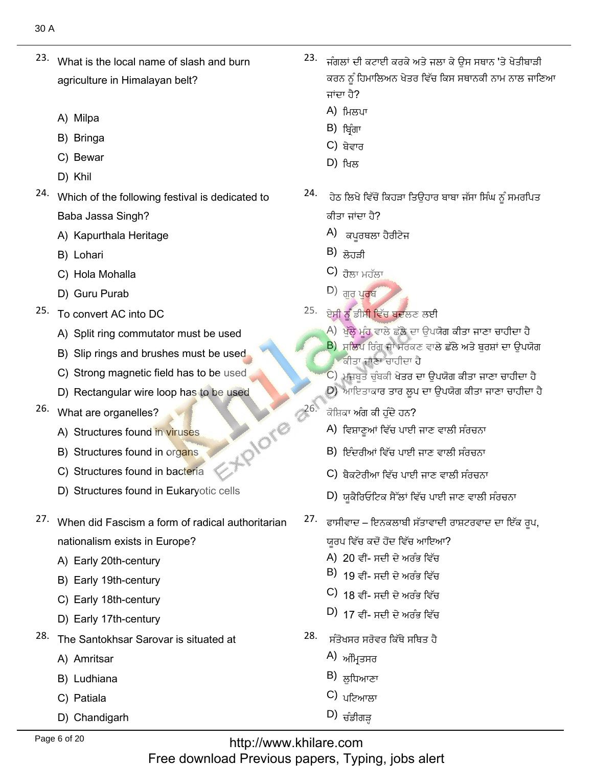30 A

23. What is the local name of slash and burn agriculture in Himalayan belt?

A) Milpa
B) Bringa
C) Bewar
D) Khil

23. ਜੰਗਲਾਂ ਦੀ ਕਟਾਈ ਕਰਕੇ ਅਤੇ ਜਲਾ ਕੇ ਉਸ ਸਥਾਨ 'ਤੇ ਖੇਤੀਬਾੜੀ ਕਰਨ ਨੂੰ ਹਿਮਾਲਿਅਨ ਖੇਤਰ ਵਿੱਚ ਕਿਸ ਸਥਾਨਕੀ ਨਾਮ ਨਾਲ ਜਾਣਿਆ ਜਾਂਦਾ ਹੈ?

A) ਮਿਲਪਾ
B) ਬ੍ਰਿੰਗਾ
C) ਬੇਵਾਰ
D) ਖਿਲ

24. Which of the following festival is dedicated to Baba Jassa Singh?

A) Kapurthala Heritage
B) Lohari
C) Hola Mohalla
D) Guru Purab

24. ਹੇਠ ਲਿਖੇ ਵਿੱਚੋਂ ਕਿਹੜਾ ਤਿਉਹਾਰ ਬਾਬਾ ਜੱਸਾ ਸਿੰਘ ਨੂੰ ਸਮਰਪਿਤ ਕੀਤਾ ਜਾਂਦਾ ਹੈ?

A) ਕਪੂਰਥਲਾ ਹੈਰੀਟੇਜ
B) ਲੋਹੜੀ
C) ਹੋਲਾ ਮਹੱਲਾ
D) ਗੁਰ ਪੂਰਬ

25. To convert AC into DC

A) Split ring commutator must be used
B) Slip rings and brushes must be used
C) Strong magnetic field has to be used
D) Rectangular wire loop has to be used

25. ਏਸੀ ਨੂੰ ਡੀਸੀ ਵਿੱਚ ਬਦਲਣ ਲਈ

A) ਖੁੱਲ੍ਹੇ ਮੂੰਹ ਵਾਲੇ ਛੱਲੇ ਦਾ ਉਪਯੋਗ ਕੀਤਾ ਜਾਣਾ ਚਾਹੀਦਾ ਹੈ
B) ਸਲਿਪ ਰਿੰਗ ਜਾਂ ਸਰਕਣ ਵਾਲੇ ਛੱਲੇ ਅਤੇ ਬੁਰਸ਼ਾਂ ਦਾ ਉਪਯੋਗ ਕੀਤਾ ਜਾਣਾ ਚਾਹੀਦਾ ਹੈ
C) ਮਜ਼ਬੂਤ ਚੁੰਬਕੀ ਖੇਤਰ ਦਾ ਉਪਯੋਗ ਕੀਤਾ ਜਾਣਾ ਚਾਹੀਦਾ ਹੈ
D) ਆਇਤਾਕਾਰ ਤਾਰ ਲੂਪ ਦਾ ਉਪਯੋਗ ਕੀਤਾ ਜਾਣਾ ਚਾਹੀਦਾ ਹੈ

26. What are organelles?

A) Structures found in viruses
B) Structures found in organs
C) Structures found in bacteria
D) Structures found in Eukaryotic cells

26. ਕੋਸ਼ਿਕਾ ਅੰਗ ਕੀ ਹੁੰਦੇ ਹਨ?

A) ਵਿਸ਼ਾਣੂਆਂ ਵਿੱਚ ਪਾਈ ਜਾਣ ਵਾਲੀ ਸੰਰਚਨਾ
B) ਇੰਦਰੀਆਂ ਵਿੱਚ ਪਾਈ ਜਾਣ ਵਾਲੀ ਸੰਰਚਨਾ
C) ਬੈਕਟੇਰੀਆ ਵਿੱਚ ਪਾਈ ਜਾਣ ਵਾਲੀ ਸੰਰਚਨਾ
D) ਯੂਕੈਰਿਓਟਿਕ ਸੈੱਲਾਂ ਵਿੱਚ ਪਾਈ ਜਾਣ ਵਾਲੀ ਸੰਰਚਨਾ

27. When did Fascism a form of radical authoritarian nationalism exists in Europe?

A) Early 20th-century
B) Early 19th-century
C) Early 18th-century
D) Early 17th-century

27. ਫਾਸੀਵਾਦ – ਇਨਕਲਾਬੀ ਸੱਤਾਵਾਦੀ ਰਾਸ਼ਟਰਵਾਦ ਦਾ ਇੱਕ ਰੂਪ, ਯੂਰਪ ਵਿੱਚ ਕਦੋਂ ਹੋਂਦ ਵਿੱਚ ਆਇਆ?

A) 20 ਵੀਂ- ਸਦੀ ਦੇ ਅਰੰਭ ਵਿੱਚ
B) 19 ਵੀਂ- ਸਦੀ ਦੇ ਅਰੰਭ ਵਿੱਚ
C) 18 ਵੀਂ- ਸਦੀ ਦੇ ਅਰੰਭ ਵਿੱਚ
D) 17 ਵੀਂ- ਸਦੀ ਦੇ ਅਰੰਭ ਵਿੱਚ

28. The Santokhsar Sarovar is situated at

A) Amritsar
B) Ludhiana
C) Patiala
D) Chandigarh

28. ਸੰਤੋਖਸਰ ਸਰੋਵਰ ਕਿੱਥੇ ਸਥਿਤ ਹੈ

A) ਅੰਮ੍ਰਿਤਸਰ
B) ਲੁਧਿਆਣਾ
C) ਪਟਿਆਲਾ
D) ਚੰਡੀਗੜ੍ਹ

http://www.khilare.com
Free download Previous papers, Typing, jobs alert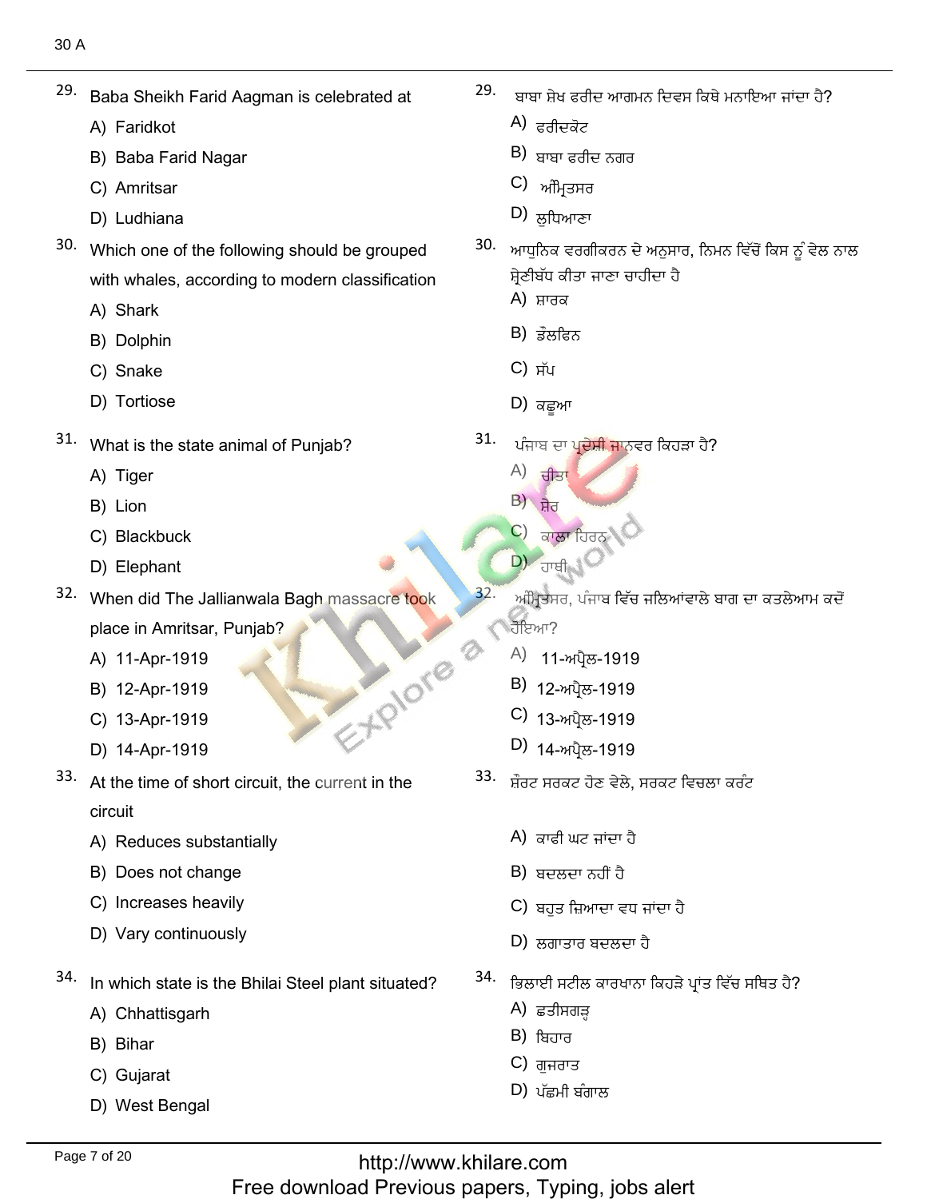29. Baba Sheikh Farid Aagman is celebrated at
   - A) Faridkot
   - B) Baba Farid Nagar
   - C) Amritsar
   - D) Ludhiana

30. Which one of the following should be grouped with whales, according to modern classification
   - A) Shark
   - B) Dolphin
   - C) Snake
   - D) Tortiose

31. What is the state animal of Punjab?
   - A) Tiger
   - B) Lion
   - C) Blackbuck
   - D) Elephant

32. When did The Jallianwala Bagh massacre took place in Amritsar, Punjab?
   - A) 11-Apr-1919
   - B) 12-Apr-1919
   - C) 13-Apr-1919
   - D) 14-Apr-1919

33. At the time of short circuit, the current in the circuit
   - A) Reduces substantially
   - B) Does not change
   - C) Increases heavily
   - D) Vary continuously

34. In which state is the Bhilai Steel plant situated?
   - A) Chhattisgarh
   - B) Bihar
   - C) Gujarat
   - D) West Bengal

29. ਬਾਬਾ ਸ਼ੇਖ ਫਰੀਦ ਆਗਮਨ ਦਿਵਸ ਕਿਥੇ ਮਨਾਇਆ ਜਾਂਦਾ ਹੈ?
   - A) ਫਰੀਦਕੋਟ
   - B) ਬਾਬਾ ਫਰੀਦ ਨਗਰ
   - C) ਅੰਮ੍ਰਿਤਸਰ
   - D) ਲੁਧਿਆਣਾ

30. ਆਧੁਨਿਕ ਵਰਗੀਕਰਨ ਦੇ ਅਨੁਸਾਰ, ਨਿਮਨ ਵਿੱਚੋਂ ਕਿਸ ਨੂੰ ਵੇਲ ਨਾਲ ਸ਼੍ਰੇਣੀਬੱਧ ਕੀਤਾ ਜਾਣਾ ਚਾਹੀਦਾ ਹੈ
   - A) ਸ਼ਾਰਕ
   - B) ਡੌਲਫਿਨ
   - C) ਸੱਪ
   - D) ਕਛੂਆ

31. ਪੰਜਾਬ ਦਾ ਪ੍ਰਦੇਸੀ ਜਾਨਵਰ ਕਿਹੜਾ ਹੈ?
   - A) ਚੀਤਾ
   - B) ਸ਼ੇਰ
   - C) ਕਾਲਾ ਹਿਰਨ
   - D) ਹਾਥੀ

32. ਅੰਮ੍ਰਿਤਸਰ, ਪੰਜਾਬ ਵਿੱਚ ਜਲਿਆਂਵਾਲੇ ਬਾਗ ਦਾ ਕਤਲੇਆਮ ਕਦੋਂ ਹੋਇਆ?
   - A) 11-ਅਪ੍ਰੈਲ-1919
   - B) 12-ਅਪ੍ਰੈਲ-1919
   - C) 13-ਅਪ੍ਰੈਲ-1919
   - D) 14-ਅਪ੍ਰੈਲ-1919

33. ਸ਼ੌਰਟ ਸਰਕਟ ਹੋਣ ਵੇਲੇ, ਸਰਕਟ ਵਿਚਲਾ ਕਰੰਟ
   - A) ਕਾਫੀ ਘਟ ਜਾਂਦਾ ਹੈ
   - B) ਬਦਲਦਾ ਨਹੀਂ ਹੈ
   - C) ਬਹੁਤ ਜ਼ਿਆਦਾ ਵਧ ਜਾਂਦਾ ਹੈ
   - D) ਲਗਾਤਾਰ ਬਦਲਦਾ ਹੈ

34. ਭਿਲਾਈ ਸਟੀਲ ਕਾਰਖਾਨਾ ਕਿਹੜੇ ਪ੍ਰਾਂਤ ਵਿੱਚ ਸਥਿਤ ਹੈ?
   - A) ਛਤੀਸਗੜ੍ਹ
   - B) ਬਿਹਾਰ
   - C) ਗੁਜਰਾਤ
   - D) ਪੱਛਮੀ ਬੰਗਾਲ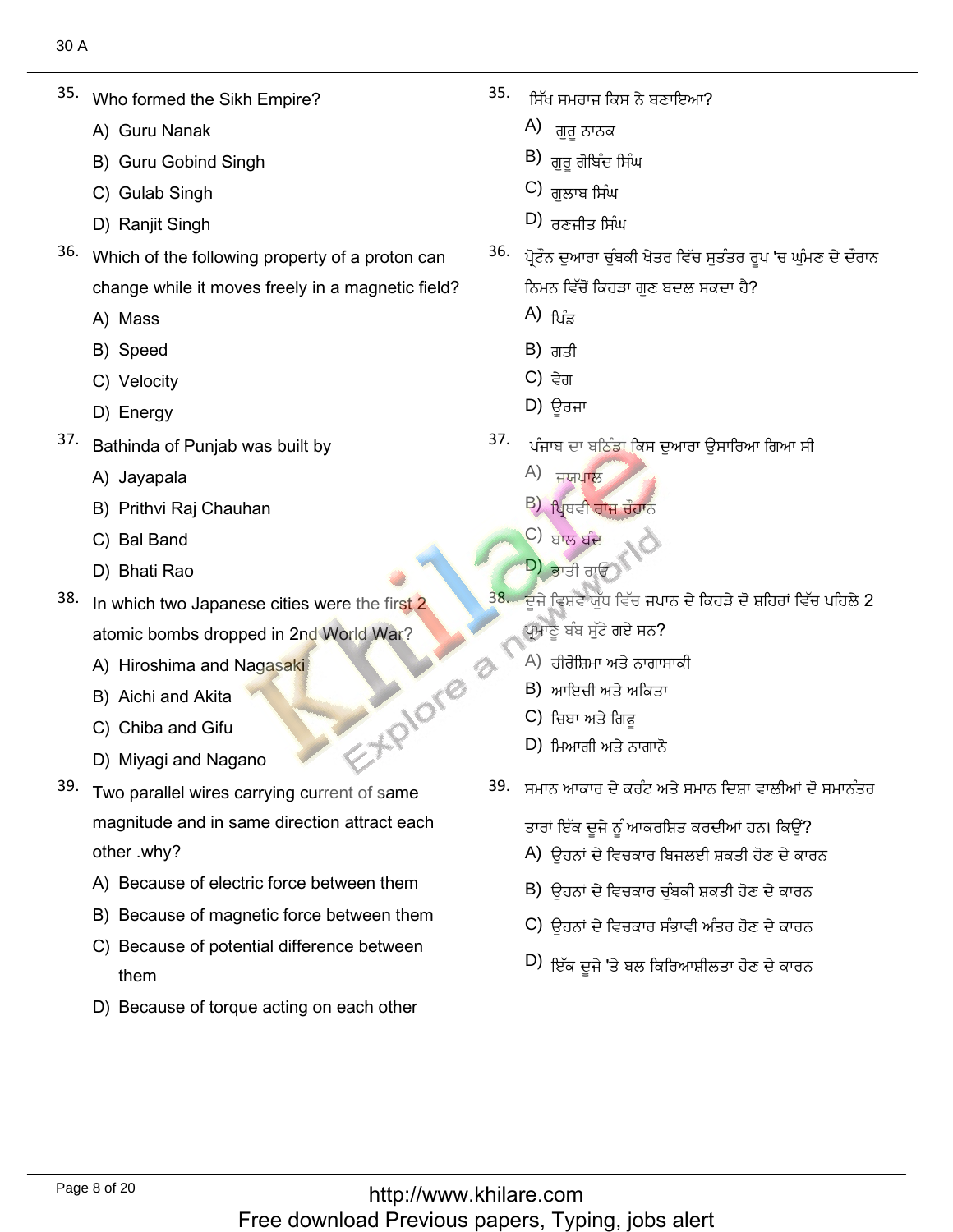35. Who formed the Sikh Empire?

A) Guru Nanak

B) Guru Gobind Singh

C) Gulab Singh

D) Ranjit Singh

36. Which of the following property of a proton can change while it moves freely in a magnetic field?

A) Mass

B) Speed

C) Velocity

D) Energy

37. Bathinda of Punjab was built by

A) Jayapala

B) Prithvi Raj Chauhan

C) Bal Band

D) Bhati Rao

38. In which two Japanese cities were the first 2 atomic bombs dropped in 2nd World War?

A) Hiroshima and Nagasaki

B) Aichi and Akita

C) Chiba and Gifu

D) Miyagi and Nagano

39. Two parallel wires carrying current of same magnitude and in same direction attract each other .why?

A) Because of electric force between them

B) Because of magnetic force between them

C) Because of potential difference between them

D) Because of torque acting on each other

35. ਸਿੱਖ ਸਮਰਾਜ ਕਿਸ ਨੇ ਬਣਾਇਆ?

A) ਗੁਰੂ ਨਾਨਕ

B) ਗੁਰੂ ਗੋਬਿੰਦ ਸਿੰਘ

C) ਗੁਲਾਬ ਸਿੰਘ

D) ਰਣਜੀਤ ਸਿੰਘ

36. ਪ੍ਰੋਟੋਨ ਦੁਆਰਾ ਚੁੰਬਕੀ ਖੇਤਰ ਵਿੱਚ ਸੁਤੰਤਰ ਰੂਪ 'ਚ ਘੁੰਮਣ ਦੇ ਦੌਰਾਨ ਨਿਮਨ ਵਿੱਚੋਂ ਕਿਹੜਾ ਗੁਣ ਬਦਲ ਸਕਦਾ ਹੈ?

A) ਪਿੰਡ

B) ਗਤੀ

C) ਵੇਗ

D) ਊਰਜਾ

37. ਪੰਜਾਬ ਦਾ ਬਠਿੰਡਾ ਕਿਸ ਦੁਆਰਾ ਉਸਾਰਿਆ ਗਿਆ ਸੀ

A) ਜਯਪਾਲ

B) ਪ੍ਰਿਥਵੀ ਰਾਜ ਚੋਹਾਨ

C) ਬਾਲ ਬੰਦ

D) ਭਾਤੀ ਰਾਓ

38. ਦੂਜੇ ਵਿਸ਼ਵ ਯੁੱਧ ਵਿੱਚ ਜਪਾਨ ਦੇ ਕਿਹੜੇ ਦੋ ਸ਼ਹਿਰਾਂ ਵਿੱਚ ਪਹਿਲੇ 2 ਪ੍ਰਮਾਣੂ ਬੰਬ ਸੁੱਟੇ ਗਏ ਸਨ?

A) ਹੀਰੋਸ਼ਿਮਾ ਅਤੇ ਨਾਗਾਸਾਕੀ

B) ਆਇਚੀ ਅਤੇ ਅਕਿਤਾ

C) ਚਿਬਾ ਅਤੇ ਗਿਫੂ

D) ਮਿਆਗੀ ਅਤੇ ਨਾਗਾਨੋ

39. ਸਮਾਨ ਆਕਾਰ ਦੇ ਕਰੰਟ ਅਤੇ ਸਮਾਨ ਦਿਸ਼ਾ ਵਾਲੀਆਂ ਦੋ ਸਮਾਨੰਤਰ ਤਾਰਾਂ ਇੱਕ ਦੂਜੇ ਨੂੰ ਆਕਰਸ਼ਿਤ ਕਰਦੀਆਂ ਹਨ। ਕਿਉਂ?

A) ਉਹਨਾਂ ਦੇ ਵਿਚਕਾਰ ਬਿਜਲਈ ਸ਼ਕਤੀ ਹੋਣ ਦੇ ਕਾਰਨ

B) ਉਹਨਾਂ ਦੇ ਵਿਚਕਾਰ ਚੁੰਬਕੀ ਸ਼ਕਤੀ ਹੋਣ ਦੇ ਕਾਰਨ

C) ਉਹਨਾਂ ਦੇ ਵਿਚਕਾਰ ਸੰਭਾਵੀ ਅੰਤਰ ਹੋਣ ਦੇ ਕਾਰਨ

D) ਇੱਕ ਦੂਜੇ 'ਤੇ ਬਲ ਕਿਰਿਆਸ਼ੀਲਤਾ ਹੋਣ ਦੇ ਕਾਰਨ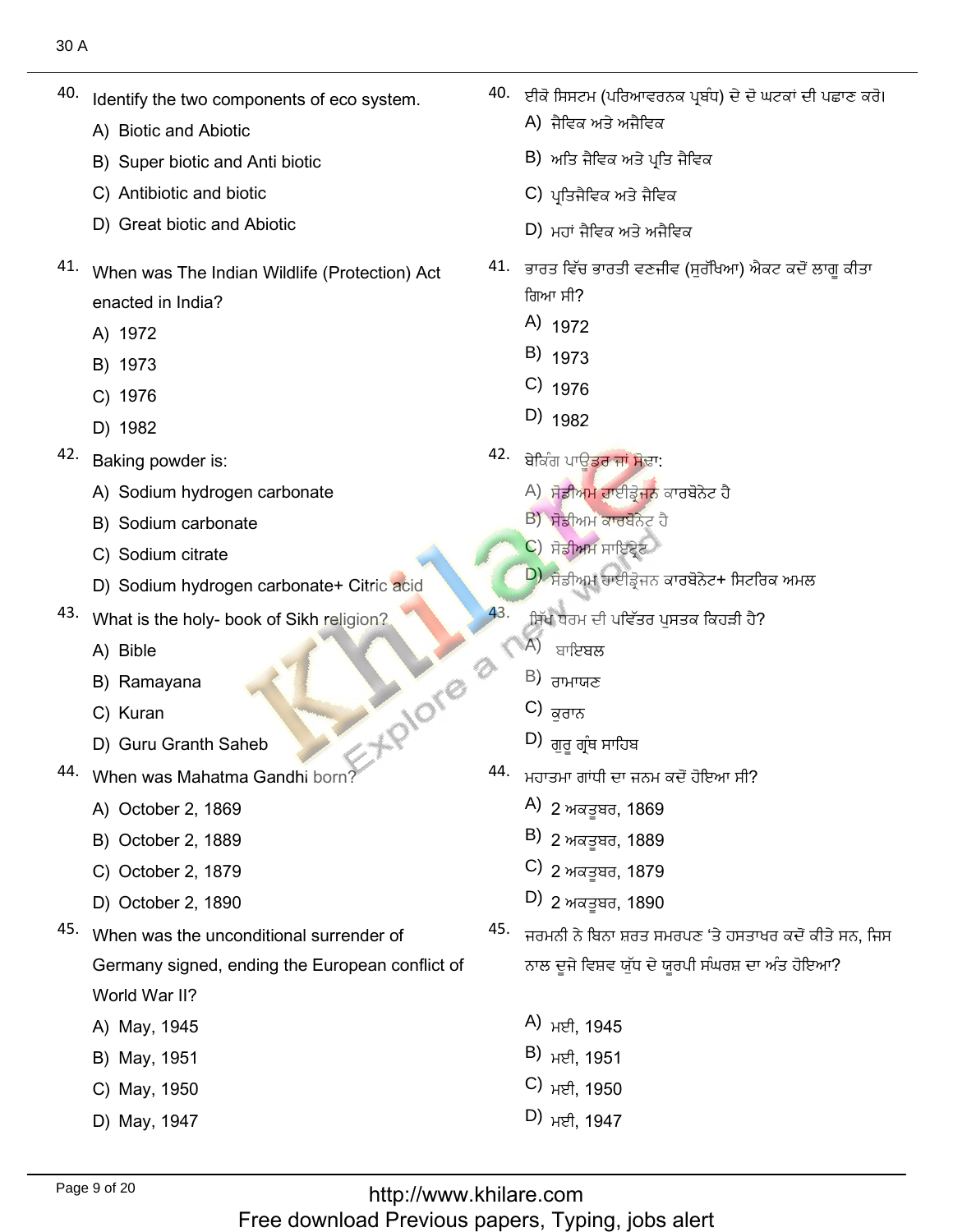40. Identify the two components of eco system.

A) Biotic and Abiotic
B) Super biotic and Anti biotic
C) Antibiotic and biotic
D) Great biotic and Abiotic

40. ਈਕੋ ਸਿਸਟਮ (ਪਰਿਆਵਰਨਕ ਪ੍ਰਬੰਧ) ਦੇ ਦੋ ਘਟਕਾਂ ਦੀ ਪਛਾਣ ਕਰੋ।

A) ਜੈਵਿਕ ਅਤੇ ਅਜੈਵਿਕ
B) ਅਤਿ ਜੈਵਿਕ ਅਤੇ ਪ੍ਰਤਿ ਜੈਵਿਕ
C) ਪ੍ਰਤਿਜੈਵਿਕ ਅਤੇ ਜੈਵਿਕ
D) ਮਹਾਂ ਜੈਵਿਕ ਅਤੇ ਅਜੈਵਿਕ

41. When was The Indian Wildlife (Protection) Act enacted in India?

A) 1972
B) 1973
C) 1976
D) 1982

41. ਭਾਰਤ ਵਿੱਚ ਭਾਰਤੀ ਵਣਜੀਵ (ਸੁਰੱਖਿਆ) ਐਕਟ ਕਦੋਂ ਲਾਗੂ ਕੀਤਾ ਗਿਆ ਸੀ?

A) 1972
B) 1973
C) 1976
D) 1982

42. Baking powder is:

A) Sodium hydrogen carbonate
B) Sodium carbonate
C) Sodium citrate
D) Sodium hydrogen carbonate+ Citric acid

42. ਬੇਕਿੰਗ ਪਾਊਡਰ ਜਾਂ ਸੋਡਾ:

A) ਸੋਡੀਅਮ ਹਾਈਡ੍ਰੋਜਨ ਕਾਰਬੋਨੇਟ ਹੈ
B) ਸੋਡੀਅਮ ਕਾਰਬੋਨੇਟ ਹੈ
C) ਸੋਡੀਅਮ ਸਾਇਟ੍ਰੇਟ
D) ਸੋਡੀਅਮ ਹਾਈਡ੍ਰੋਜਨ ਕਾਰਬੋਨੇਟ+ ਸਿਟਰਿਕ ਅਮਲ

43. What is the holy- book of Sikh religion?

A) Bible
B) Ramayana
C) Kuran
D) Guru Granth Saheb

43. ਸਿੱਖ ਧਰਮ ਦੀ ਪਵਿੱਤਰ ਪੁਸਤਕ ਕਿਹੜੀ ਹੈ?

A) ਬਾਇਬਲ
B) ਰਾਮਾਯਣ
C) ਕੁਰਾਨ
D) ਗੁਰੂ ਗ੍ਰੰਥ ਸਾਹਿਬ

44. When was Mahatma Gandhi born?

A) October 2, 1869
B) October 2, 1889
C) October 2, 1879
D) October 2, 1890

44. ਮਹਾਤਮਾ ਗਾਂਧੀ ਦਾ ਜਨਮ ਕਦੋਂ ਹੋਇਆ ਸੀ?

A) 2 ਅਕਤੂਬਰ, 1869
B) 2 ਅਕਤੂਬਰ, 1889
C) 2 ਅਕਤੂਬਰ, 1879
D) 2 ਅਕਤੂਬਰ, 1890

45. When was the unconditional surrender of Germany signed, ending the European conflict of World War II?

A) May, 1945
B) May, 1951
C) May, 1950
D) May, 1947

45. ਜਰਮਨੀ ਨੇ ਬਿਨਾ ਸ਼ਰਤ ਸਮਰਪਣ 'ਤੇ ਹਸਤਾਖਰ ਕਦੋਂ ਕੀਤੇ ਸਨ, ਜਿਸ ਨਾਲ ਦੂਜੇ ਵਿਸ਼ਵ ਯੁੱਧ ਦੇ ਯੂਰਪੀ ਸੰਘਰਸ਼ ਦਾ ਅੰਤ ਹੋਇਆ?

A) ਮਈ, 1945
B) ਮਈ, 1951
C) ਮਈ, 1950
D) ਮਈ, 1947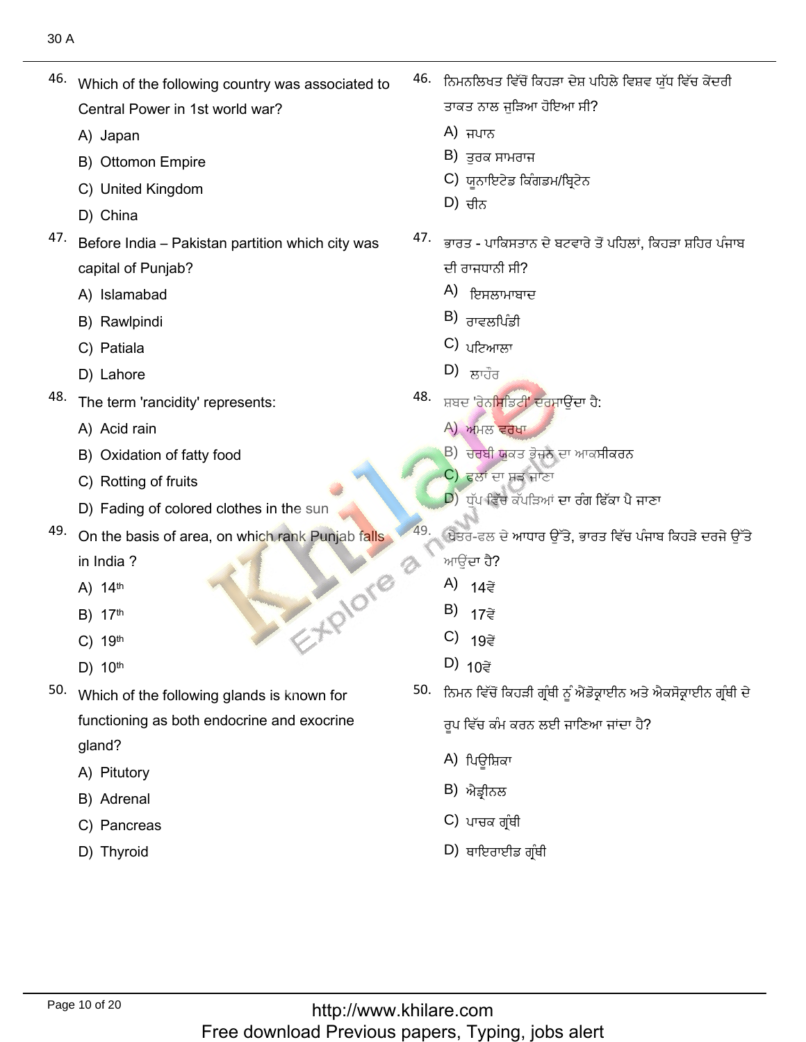46. Which of the following country was associated to Central Power in 1st world war?

A) Japan
B) Ottomon Empire
C) United Kingdom
D) China

47. Before India – Pakistan partition which city was capital of Punjab?

A) Islamabad
B) Rawlpindi
C) Patiala
D) Lahore

48. The term 'rancidity' represents:

A) Acid rain
B) Oxidation of fatty food
C) Rotting of fruits
D) Fading of colored clothes in the sun

49. On the basis of area, on which rank Punjab falls in India ?

A) 14th
B) 17th
C) 19th
D) 10th

50. Which of the following glands is known for functioning as both endocrine and exocrine gland?

A) Pitutory
B) Adrenal
C) Pancreas
D) Thyroid

46. ਨਿਮਨਲਿਖਤ ਵਿੱਚੋਂ ਕਿਹੜਾ ਦੇਸ਼ ਪਹਿਲੇ ਵਿਸ਼ਵ ਯੁੱਧ ਵਿੱਚ ਕੇਂਦਰੀ ਤਾਕਤ ਨਾਲ ਜੁੜਿਆ ਹੋਇਆ ਸੀ?

A) ਜਪਾਨ
B) ਤੁਰਕ ਸਾਮਰਾਜ
C) ਯੂਨਾਇਟੇਡ ਕਿੰਗਡਮ/ਬ੍ਰਿਟੇਨ
D) ਚੀਨ

47. ਭਾਰਤ - ਪਾਕਿਸਤਾਨ ਦੇ ਬਟਵਾਰੇ ਤੋਂ ਪਹਿਲਾਂ, ਕਿਹੜਾ ਸ਼ਹਿਰ ਪੰਜਾਬ ਦੀ ਰਾਜਧਾਨੀ ਸੀ?

A) ਇਸਲਾਮਾਬਾਦ
B) ਰਾਵਲਪਿੰਡੀ
C) ਪਟਿਆਲਾ
D) ਲਾਹੌਰ

48. ਸ਼ਬਦ 'ਰੇਨੀਸਿਡਿਟੀ' ਦਰਸਾਉਂਦਾ ਹੈ:

A) ਅਮਲ ਵਰਖਾ
B) ਚਰਬੀ ਯੁਕਤ ਭੋਜਨ ਦਾ ਆਕਸੀਕਰਨ
C) ਫਲਾਂ ਦਾ ਸੜ ਜਾਣਾ
D) ਧੁੱਪ ਵਿੱਚ ਕੱਪੜਿਆਂ ਦਾ ਰੰਗ ਫਿੱਕਾ ਪੈ ਜਾਣਾ

49. ਖੇਤਰ-ਫਲ ਦੇ ਆਧਾਰ ਉੱਤੇ, ਭਾਰਤ ਵਿੱਚ ਪੰਜਾਬ ਕਿਹੜੇ ਦਰਜੇ ਉੱਤੇ ਆਉਂਦਾ ਹੈ?

A) 14ਵੇਂ
B) 17ਵੇਂ
C) 19ਵੇਂ
D) 10ਵੇਂ

50. ਨਿਮਨ ਵਿੱਚੋਂ ਕਿਹੜੀ ਗ੍ਰੰਥੀ ਨੂੰ ਐਂਡੋਕ੍ਰਾਈਨ ਅਤੇ ਐਕਸੋਕ੍ਰਾਈਨ ਗ੍ਰੰਥੀ ਦੇ ਰੂਪ ਵਿੱਚ ਕੰਮ ਕਰਨ ਲਈ ਜਾਣਿਆ ਜਾਂਦਾ ਹੈ?

A) ਪਿਊਸ਼ਿਕਾ
B) ਐਡ੍ਰੀਨਲ
C) ਪਾਚਕ ਗ੍ਰੰਥੀ
D) ਥਾਇਰਾਈਡ ਗ੍ਰੰਥੀ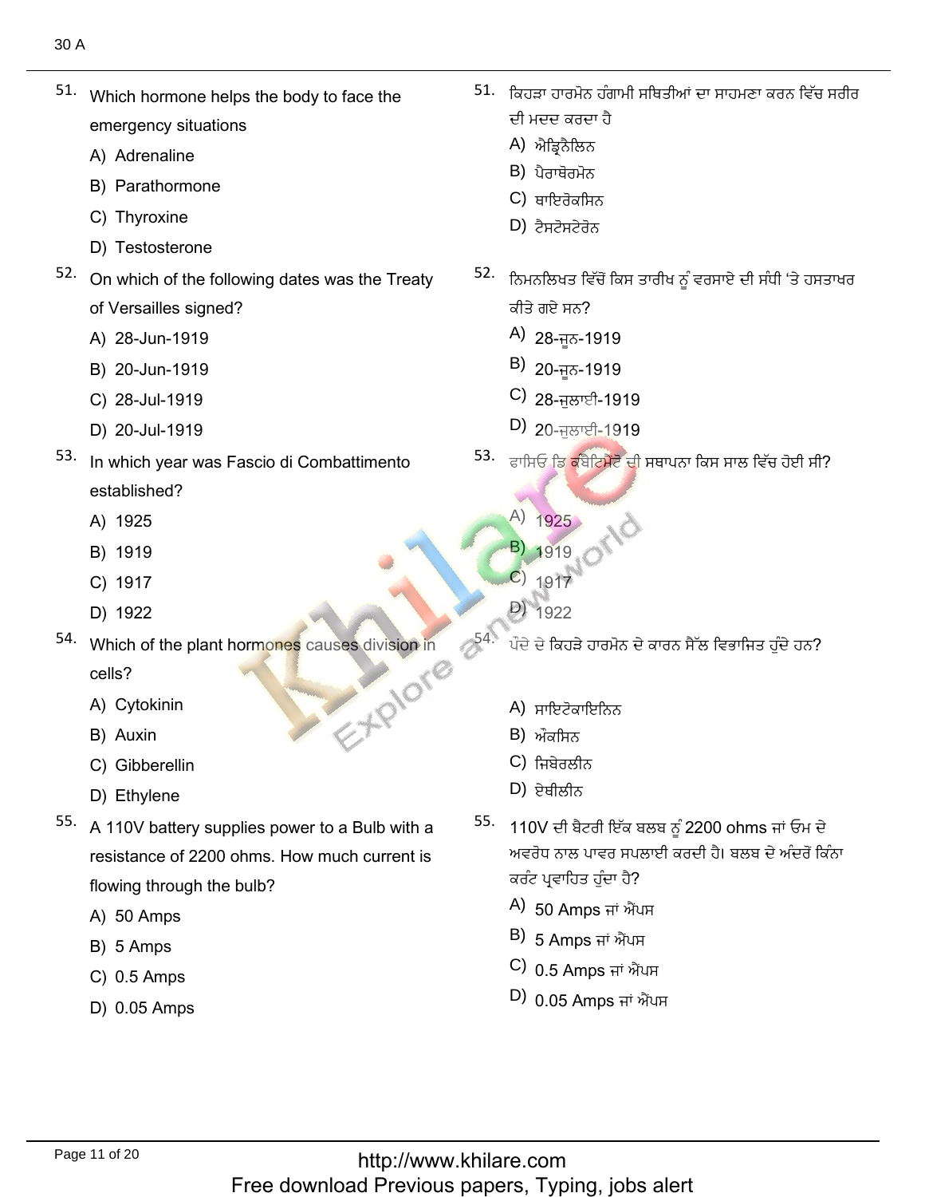51. Which hormone helps the body to face the emergency situations

A) Adrenaline

B) Parathormone

C) Thyroxine

D) Testosterone

52. On which of the following dates was the Treaty of Versailles signed?

A) 28-Jun-1919

B) 20-Jun-1919

C) 28-Jul-1919

D) 20-Jul-1919

53. In which year was Fascio di Combattimento established?

A) 1925

B) 1919

C) 1917

D) 1922

54. Which of the plant hormones causes division in cells?

A) Cytokinin

B) Auxin

C) Gibberellin

D) Ethylene

55. A 110V battery supplies power to a Bulb with a resistance of 2200 ohms. How much current is flowing through the bulb?

A) 50 Amps

B) 5 Amps

C) 0.5 Amps

D) 0.05 Amps

51. ਕਿਹੜਾ ਹਾਰਮੋਨ ਹੰਗਾਮੀ ਸਥਿਤੀਆਂ ਦਾ ਸਾਹਮਣਾ ਕਰਨ ਵਿੱਚ ਸਰੀਰ ਦੀ ਮਦਦ ਕਰਦਾ ਹੈ

A) ਐਡ੍ਰਿਨੈਲਿਨ

B) ਪੈਰਾਥੋਰਮੋਨ

C) ਥਾਇਰੋਕਸਿਨ

D) ਟੈਸਟੋਸਟੇਰੋਨ

52. ਨਿਮਨਲਿਖਤ ਵਿੱਚੋਂ ਕਿਸ ਤਾਰੀਖ ਨੂੰ ਵਰਸਾਏ ਦੀ ਸੰਧੀ 'ਤੇ ਹਸਤਾਖਰ ਕੀਤੇ ਗਏ ਸਨ?

A) 28-ਜੂਨ-1919

B) 20-ਜੂਨ-1919

C) 28-ਜੁਲਾਈ-1919

D) 20-ਜੁਲਾਈ-1919

53. ਫਾਸਿਓ ਡਿ ਕੰਬੈਟਿਮੈਂਟੋ ਦੀ ਸਥਾਪਨਾ ਕਿਸ ਸਾਲ ਵਿੱਚ ਹੋਈ ਸੀ?

A) 1925

B) 1919

C) 1917

D) 1922

54. ਪੌਦੇ ਦੇ ਕਿਹੜੇ ਹਾਰਮੋਨ ਦੇ ਕਾਰਨ ਸੈੱਲ ਵਿਭਾਜਿਤ ਹੁੰਦੇ ਹਨ?

A) ਸਾਇਟੋਕਾਇਨਿਨ

B) ਔਕਸਿਨ

C) ਜਿਬੇਰਲੀਨ

D) ਏਥੀਲੀਨ

55. 110V ਦੀ ਬੈਟਰੀ ਇੱਕ ਬਲਬ ਨੂੰ 2200 ohms ਜਾਂ ਓਮ ਦੇ ਅਵਰੋਧ ਨਾਲ ਪਾਵਰ ਸਪਲਾਈ ਕਰਦੀ ਹੈ। ਬਲਬ ਦੇ ਅੰਦਰੋਂ ਕਿੰਨਾ ਕਰੰਟ ਪ੍ਰਵਾਹਿਤ ਹੁੰਦਾ ਹੈ?

A) 50 Amps ਜਾਂ ਐਂਪਸ

B) 5 Amps ਜਾਂ ਐਂਪਸ

C) 0.5 Amps ਜਾਂ ਐਂਪਸ

D) 0.05 Amps ਜਾਂ ਐਂਪਸ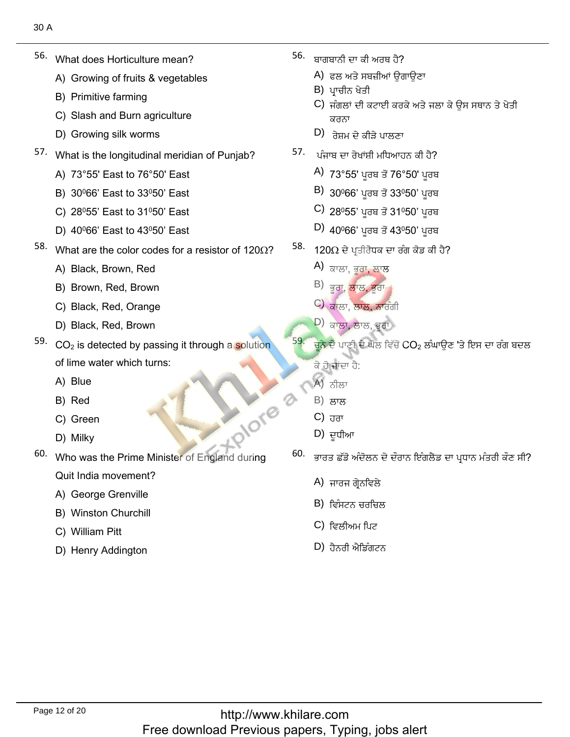56. What does Horticulture mean?

A) Growing of fruits & vegetables

B) Primitive farming

C) Slash and Burn agriculture

D) Growing silk worms

57. What is the longitudinal meridian of Punjab?

A) 73°55' East to 76°50' East

B) $30^0 66'$ East to $33^0 50'$ East

C) $28^0 55'$ East to $31^0 50'$ East

D) $40^0 66'$ East to $43^0 50'$ East

58. What are the color codes for a resistor of 120Ω?

A) Black, Brown, Red

B) Brown, Red, Brown

C) Black, Red, Orange

D) Black, Red, Brown

59. $CO_2$ is detected by passing it through a solution of lime water which turns:

A) Blue

B) Red

C) Green

D) Milky

60. Who was the Prime Minister of England during Quit India movement?

A) George Grenville

B) Winston Churchill

C) William Pitt

D) Henry Addington

56. ਬਾਗਬਾਨੀ ਦਾ ਕੀ ਅਰਥ ਹੈ?

A) ਫਲ ਅਤੇ ਸਬਜ਼ੀਆਂ ਉਗਾਉਣਾ

B) ਪ੍ਰਾਚੀਨ ਖੇਤੀ

C) ਜੰਗਲਾਂ ਦੀ ਕਟਾਈ ਕਰਕੇ ਅਤੇ ਜਲਾ ਕੇ ਉਸ ਸਥਾਨ ਤੇ ਖੇਤੀ ਕਰਨਾ

D) ਰੇਸ਼ਮ ਦੇ ਕੀੜੇ ਪਾਲਣਾ

57. ਪੰਜਾਬ ਦਾ ਰੇਖਾਂਸ਼ੀ ਮਧਿਆਹਨ ਕੀ ਹੈ?

A) 73°55' ਪੂਰਬ ਤੋਂ 76°50' ਪੂਰਬ

B) $30^0 66'$ ਪੂਰਬ ਤੋਂ $33^0 50'$ ਪੂਰਬ

C) $28^0 55'$ ਪੂਰਬ ਤੋਂ $31^0 50'$ ਪੂਰਬ

D) $40^0 66'$ ਪੂਰਬ ਤੋਂ $43^0 50'$ ਪੂਰਬ

58. 120Ω ਦੇ ਪ੍ਰਤੀਰੋਧਕ ਦਾ ਰੰਗ ਕੋਡ ਕੀ ਹੈ?

A) ਕਾਲਾ, ਭੂਰਾ, ਲਾਲ

B) ਭੂਰਾ, ਲਾਲ, ਭੂਰਾ

C) ਕਾਲਾ, ਲਾਲ, ਨਾਰੰਗੀ

D) ਕਾਲਾ, ਲਾਲ, ਭੂਰਾ

59. ਚੂਨੇ ਦੇ ਪਾਣੀ ਦੇ ਘੋਲ ਵਿੱਚੋਂ $CO_2$ ਲੰਘਾਉਣ 'ਤੇ ਇਸ ਦਾ ਰੰਗ ਬਦਲ ਕੇ ਹੋ ਜਾਂਦਾ ਹੈ:

A) ਨੀਲਾ

B) ਲਾਲ

C) ਹਰਾ

D) ਦੁਧੀਆ

60. ਭਾਰਤ ਛੱਡੋ ਅੰਦੋਲਨ ਦੇ ਦੌਰਾਨ ਇੰਗਲੈਂਡ ਦਾ ਪ੍ਰਧਾਨ ਮੰਤਰੀ ਕੌਣ ਸੀ?

A) ਜਾਰਜ ਗ੍ਰੇਨਵਿਲੇ

B) ਵਿੰਸਟਨ ਚਰਚਿਲ

C) ਵਿਲੀਅਮ ਪਿਟ

D) ਹੈਨਰੀ ਐਡਿੰਗਟਨ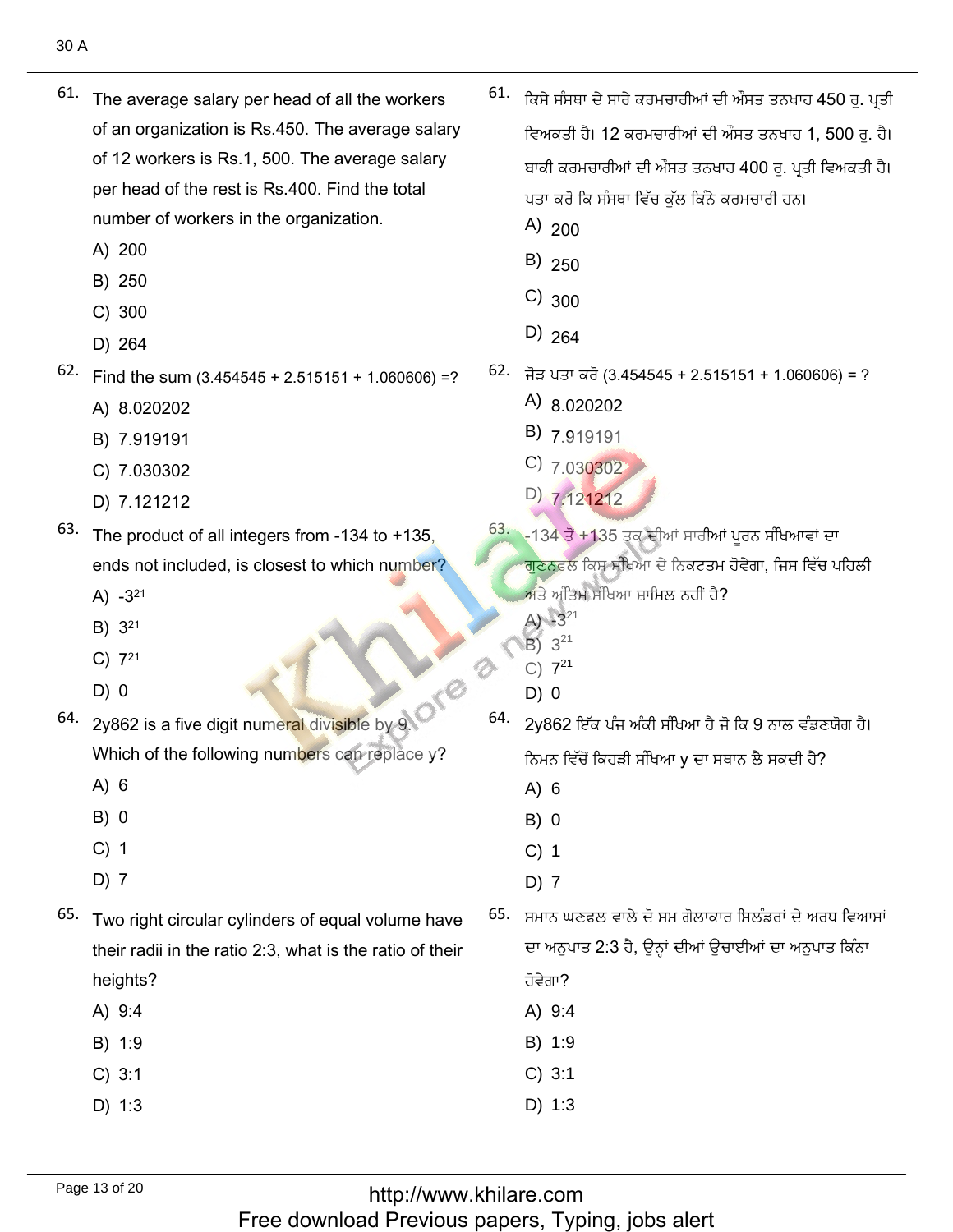61. The average salary per head of all the workers of an organization is Rs.450. The average salary of 12 workers is Rs.1, 500. The average salary per head of the rest is Rs.400. Find the total number of workers in the organization.

A) 200

B) 250

C) 300

D) 264

61. ਕਿਸੇ ਸੰਸਥਾ ਦੇ ਸਾਰੇ ਕਰਮਚਾਰੀਆਂ ਦੀ ਔਸਤ ਤਨਖਾਹ 450 ਰੁ. ਪ੍ਰਤੀ ਵਿਅਕਤੀ ਹੈ। 12 ਕਰਮਚਾਰੀਆਂ ਦੀ ਔਸਤ ਤਨਖਾਹ 1, 500 ਰੁ. ਹੈ। ਬਾਕੀ ਕਰਮਚਾਰੀਆਂ ਦੀ ਔਸਤ ਤਨਖਾਹ 400 ਰੁ. ਪ੍ਰਤੀ ਵਿਅਕਤੀ ਹੈ। ਪਤਾ ਕਰੋ ਕਿ ਸੰਸਥਾ ਵਿੱਚ ਕੁੱਲ ਕਿੰਨੇ ਕਰਮਚਾਰੀ ਹਨ।

A) 200

B) 250

C) 300

D) 264

62. Find the sum (3.454545 + 2.515151 + 1.060606) =?

A) 8.020202

B) 7.919191

C) 7.030302

D) 7.121212

62. ਜੋੜ ਪਤਾ ਕਰੋ (3.454545 + 2.515151 + 1.060606) = ?

A) 8.020202

B) 7.919191

C) 7.030302

D) 7.121212

63. The product of all integers from -134 to +135, ends not included, is closest to which number?

A) $-3^{21}$

B) $3^{21}$

C) $7^{21}$

D) 0

63. -134 ਤੋਂ +135 ਤੱਕ ਦੀਆਂ ਸਾਰੀਆਂ ਪੂਰਨ ਸੰਖਿਆਵਾਂ ਦਾ ਗੁਣਨਫਲ ਕਿਸ ਸੰਖਿਆ ਦੇ ਨਿਕਟਤਮ ਹੋਵੇਗਾ, ਜਿਸ ਵਿੱਚ ਪਹਿਲੀ ਅਤੇ ਅੰਤਿਮ ਸੰਖਿਆ ਸ਼ਾਮਿਲ ਨਹੀਂ ਹੈ?

A) $-3^{21}$

B) $3^{21}$

C) $7^{21}$

D) 0

64. 2y862 is a five digit numeral divisible by 9. Which of the following numbers can replace y?

A) 6

B) 0

C) 1

D) 7

64. 2y862 ਇੱਕ ਪੰਜ ਅੰਕੀ ਸੰਖਿਆ ਹੈ ਜੋ ਕਿ 9 ਨਾਲ ਵੰਡਣਯੋਗ ਹੈ। ਨਿਮਨ ਵਿੱਚੋਂ ਕਿਹੜੀ ਸੰਖਿਆ y ਦਾ ਸਥਾਨ ਲੈ ਸਕਦੀ ਹੈ?

A) 6

B) 0

C) 1

D) 7

65. Two right circular cylinders of equal volume have their radii in the ratio 2:3, what is the ratio of their heights?

A) 9:4

B) 1:9

C) 3:1

D) 1:3

65. ਸਮਾਨ ਘਣਫਲ ਵਾਲੇ ਦੋ ਸਮ ਗੋਲਾਕਾਰ ਸਿਲੰਡਰਾਂ ਦੇ ਅਰਧ ਵਿਆਸਾਂ ਦਾ ਅਨੁਪਾਤ 2:3 ਹੈ, ਉਨ੍ਹਾਂ ਦੀਆਂ ਉਚਾਈਆਂ ਦਾ ਅਨੁਪਾਤ ਕਿੰਨਾ ਹੋਵੇਗਾ?

A) 9:4

B) 1:9

C) 3:1

D) 1:3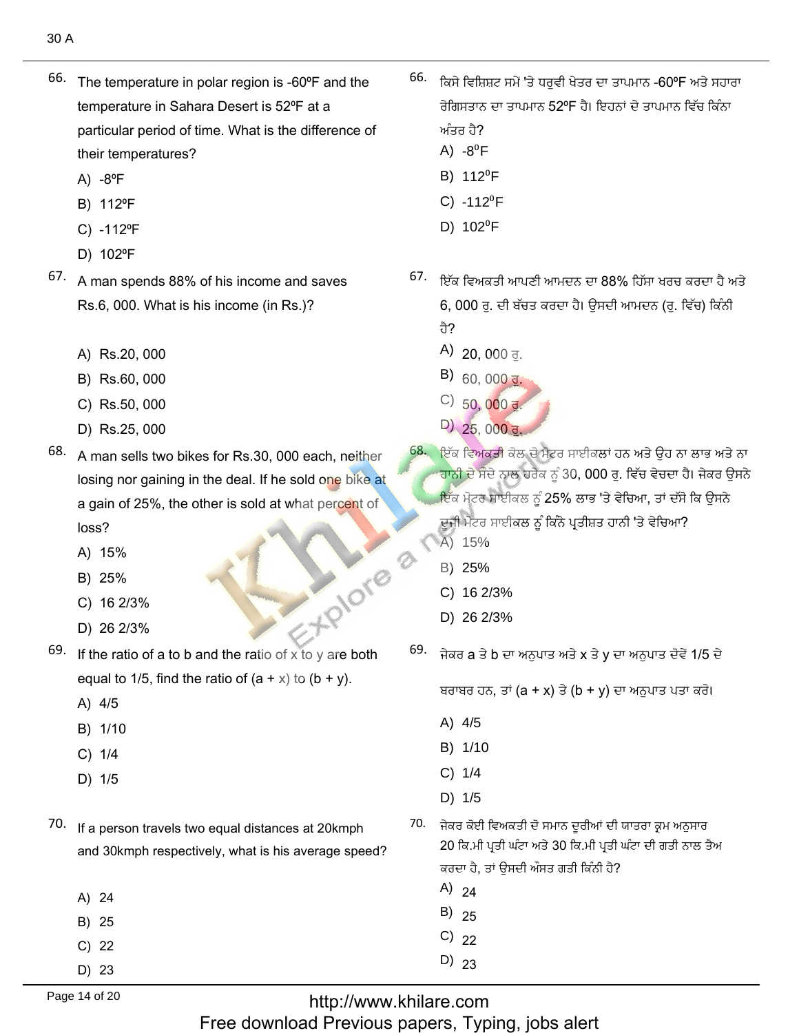66. The temperature in polar region is -60ºF and the temperature in Sahara Desert is 52ºF at a particular period of time. What is the difference of their temperatures?

A) -8ºF
B) 112ºF
C) -112ºF
D) 102ºF

67. A man spends 88% of his income and saves Rs.6, 000. What is his income (in Rs.)?

A) Rs.20, 000
B) Rs.60, 000
C) Rs.50, 000
D) Rs.25, 000

68. A man sells two bikes for Rs.30, 000 each, neither losing nor gaining in the deal. If he sold one bike at a gain of 25%, the other is sold at what percent of loss?

A) 15%
B) 25%
C) 16 2/3%
D) 26 2/3%

69. If the ratio of a to b and the ratio of x to y are both equal to 1/5, find the ratio of (a + x) to (b + y).

A) 4/5
B) 1/10
C) 1/4
D) 1/5

70. If a person travels two equal distances at 20kmph and 30kmph respectively, what is his average speed?

A) 24
B) 25
C) 22
D) 23

66. ਕਿਸੇ ਵਿਸ਼ਿਸ਼ਟ ਸਮੇਂ 'ਤੇ ਧਰੁਵੀ ਖੇਤਰ ਦਾ ਤਾਪਮਾਨ -60ºF ਅਤੇ ਸਹਾਰਾ ਰੇਗਿਸਤਾਨ ਦਾ ਤਾਪਮਾਨ 52ºF ਹੈ। ਇਹਨਾਂ ਦੇ ਤਾਪਮਾਨ ਵਿੱਚ ਕਿੰਨਾ ਅੰਤਰ ਹੈ?

A) -8ºF
B) 112ºF
C) -112ºF
D) 102ºF

67. ਇੱਕ ਵਿਅਕਤੀ ਆਪਣੀ ਆਮਦਨ ਦਾ 88% ਹਿੱਸਾ ਖਰਚ ਕਰਦਾ ਹੈ ਅਤੇ 6, 000 ਰੁ. ਦੀ ਬੱਚਤ ਕਰਦਾ ਹੈ। ਉਸਦੀ ਆਮਦਨ (ਰੁ. ਵਿੱਚ) ਕਿੰਨੀ ਹੈ?

A) 20, 000 ਰੁ.
B) 60, 000 ਰੁ.
C) 50, 000 ਰੁ.
D) 25, 000 ਰੁ.

68. ਇੱਕ ਵਿਅਕਤੀ ਕੋਲ ਦੋ ਮੋਟਰ ਸਾਈਕਲਾਂ ਹਨ ਅਤੇ ਉਹ ਨਾ ਲਾਭ ਅਤੇ ਨਾ ਹਾਨੀ ਦੇ ਸੌਦੇ ਨਾਲ ਹਰੇਕ ਨੂੰ 30, 000 ਰੁ. ਵਿੱਚ ਵੇਚਦਾ ਹੈ। ਜੇਕਰ ਉਸਨੇ ਇੱਕ ਮੋਟਰ ਸਾਈਕਲ ਨੂੰ 25% ਲਾਭ 'ਤੇ ਵੇਚਿਆ, ਤਾਂ ਦੱਸੋ ਕਿ ਉਸਨੇ ਦੂਜੀ ਮੋਟਰ ਸਾਈਕਲ ਨੂੰ ਕਿੰਨੇ ਪ੍ਰਤੀਸ਼ਤ ਹਾਨੀ 'ਤੇ ਵੇਚਿਆ?

A) 15%
B) 25%
C) 16 2/3%
D) 26 2/3%

69. ਜੇਕਰ a ਤੇ b ਦਾ ਅਨੁਪਾਤ ਅਤੇ x ਤੇ y ਦਾ ਅਨੁਪਾਤ ਦੋਵੇਂ 1/5 ਦੇ ਬਰਾਬਰ ਹਨ, ਤਾਂ (a + x) ਤੇ (b + y) ਦਾ ਅਨੁਪਾਤ ਪਤਾ ਕਰੋ।

A) 4/5
B) 1/10
C) 1/4
D) 1/5

70. ਜੇਕਰ ਕੋਈ ਵਿਅਕਤੀ ਦੋ ਸਮਾਨ ਦੂਰੀਆਂ ਦੀ ਯਾਤਰਾ ਕ੍ਰਮ ਅਨੁਸਾਰ 20 ਕਿ.ਮੀ ਪ੍ਰਤੀ ਘੰਟਾ ਅਤੇ 30 ਕਿ.ਮੀ ਪ੍ਰਤੀ ਘੰਟਾ ਦੀ ਗਤੀ ਨਾਲ ਤੈਅ ਕਰਦਾ ਹੈ, ਤਾਂ ਉਸਦੀ ਔਸਤ ਗਤੀ ਕਿੰਨੀ ਹੈ?

A) 24
B) 25
C) 22
D) 23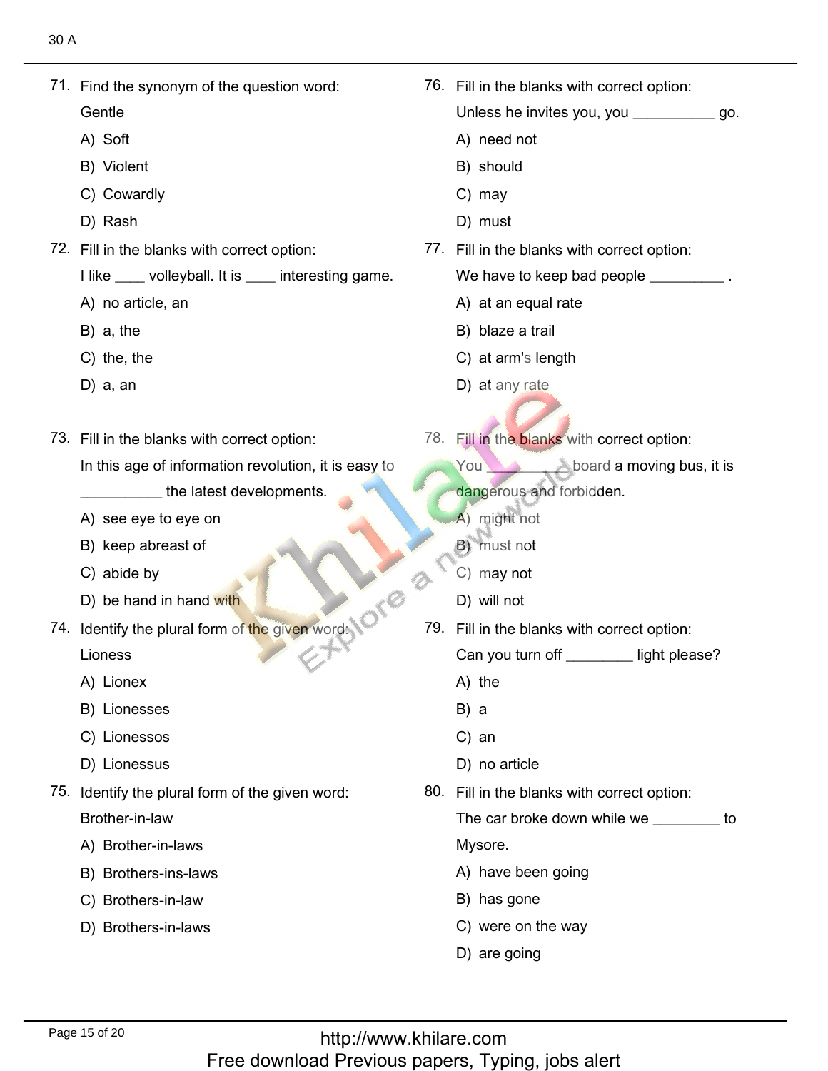71. Find the synonym of the question word:

Gentle

A) Soft

B) Violent

C) Cowardly

D) Rash

72. Fill in the blanks with correct option:

I like ____ volleyball. It is ____ interesting game.

A) no article, an

B) a, the

C) the, the

D) a, an

73. Fill in the blanks with correct option:

In this age of information revolution, it is easy to __________ the latest developments.

A) see eye to eye on

B) keep abreast of

C) abide by

D) be hand in hand with

74. Identify the plural form of the given word:

Lioness

A) Lionex

B) Lionesses

C) Lionessos

D) Lionessus

75. Identify the plural form of the given word:

Brother-in-law

A) Brother-in-laws

B) Brothers-ins-laws

C) Brothers-in-law

D) Brothers-in-laws

76. Fill in the blanks with correct option:

Unless he invites you, you __________ go.

A) need not

B) should

C) may

D) must

77. Fill in the blanks with correct option:

We have to keep bad people _________ .

A) at an equal rate

B) blaze a trail

C) at arm's length

D) at any rate

78. Fill in the blanks with correct option:

You _________ board a moving bus, it is dangerous and forbidden.

A) might not

B) must not

C) may not

D) will not

79. Fill in the blanks with correct option:

Can you turn off ________ light please?

A) the

B) a

C) an

D) no article

80. Fill in the blanks with correct option:

The car broke down while we ________ to Mysore.

A) have been going

B) has gone

C) were on the way

D) are going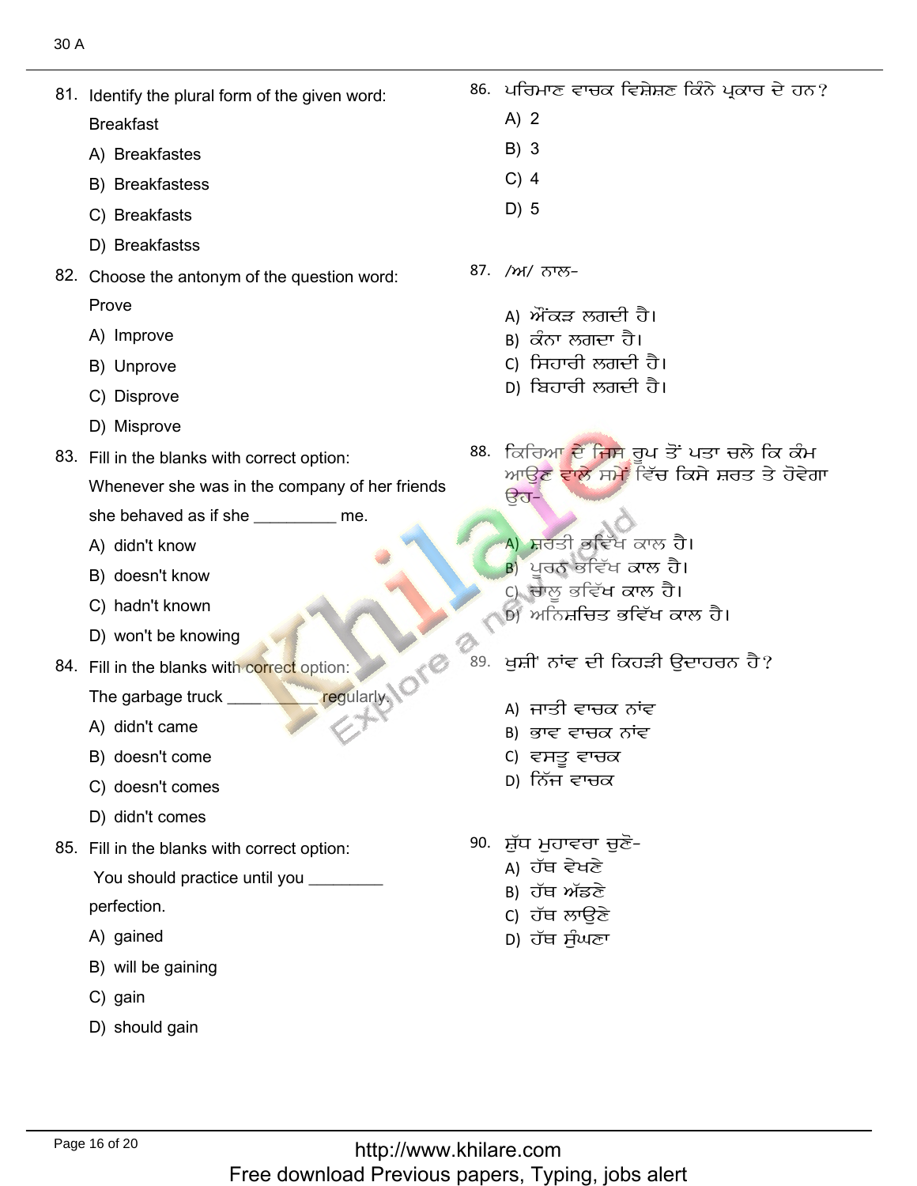81. Identify the plural form of the given word:

Breakfast

A) Breakfastes

B) Breakfastess

C) Breakfasts

D) Breakfastss

82. Choose the antonym of the question word:

Prove

A) Improve

B) Unprove

C) Disprove

D) Misprove

83. Fill in the blanks with correct option:

Whenever she was in the company of her friends she behaved as if she _________ me.

A) didn't know

B) doesn't know

C) hadn't known

D) won't be knowing

84. Fill in the blanks with correct option:

The garbage truck __________ regularly.

A) didn't came

B) doesn't come

C) doesn't comes

D) didn't comes

85. Fill in the blanks with correct option:

You should practice until you ________ perfection.

A) gained

B) will be gaining

C) gain

D) should gain

86. ਪਰਿਮਾਣ ਵਾਚਕ ਵਿਸ਼ੇਸ਼ਣ ਕਿੰਨੇ ਪ੍ਰਕਾਰ ਦੇ ਹਨ?

A) 2

B) 3

C) 4

D) 5

87. /ਅ/ ਨਾਲ-

A) ਔਂਕੜ ਲਗਦੀ ਹੈ।

B) ਕੰਨਾ ਲਗਦਾ ਹੈ।

C) ਸਿਹਾਰੀ ਲਗਦੀ ਹੈ।

D) ਬਿਹਾਰੀ ਲਗਦੀ ਹੈ।

88. ਕਿਰਿਆ ਦੇ ਜਿਸ ਰੂਪ ਤੋਂ ਪਤਾ ਚਲੇ ਕਿ ਕੰਮ ਆਉਣ ਵਾਲੇ ਸਮੇਂ ਵਿੱਚ ਕਿਸੇ ਸ਼ਰਤ ਤੇ ਹੋਵੇਗਾ ਉਹ-

A) ਸ਼ਰਤੀ ਭਵਿੱਖ ਕਾਲ ਹੈ।

B) ਪੂਰਨ ਭਵਿੱਖ ਕਾਲ ਹੈ।

C) ਚਾਲੂ ਭਵਿੱਖ ਕਾਲ ਹੈ।

D) ਅਨਿਸ਼ਚਿਤ ਭਵਿੱਖ ਕਾਲ ਹੈ।

89. ਖੁਸ਼ੀ' ਨਾਂਵ ਦੀ ਕਿਹੜੀ ਉਦਾਹਰਨ ਹੈ?

A) ਜਾਤੀ ਵਾਚਕ ਨਾਂਵ

B) ਭਾਵ ਵਾਚਕ ਨਾਂਵ

C) ਵਸਤੂ ਵਾਚਕ

D) ਨਿੱਜ ਵਾਚਕ

90. ਸ਼ੁੱਧ ਮੁਹਾਵਰਾ ਚੁਣੋ-

A) ਹੱਥ ਵੇਖਣੇ

B) ਹੱਥ ਅੱਡਣੇ

C) ਹੱਥ ਲਾਉਣੇ

D) ਹੱਥ ਸੁੰਘਣਾ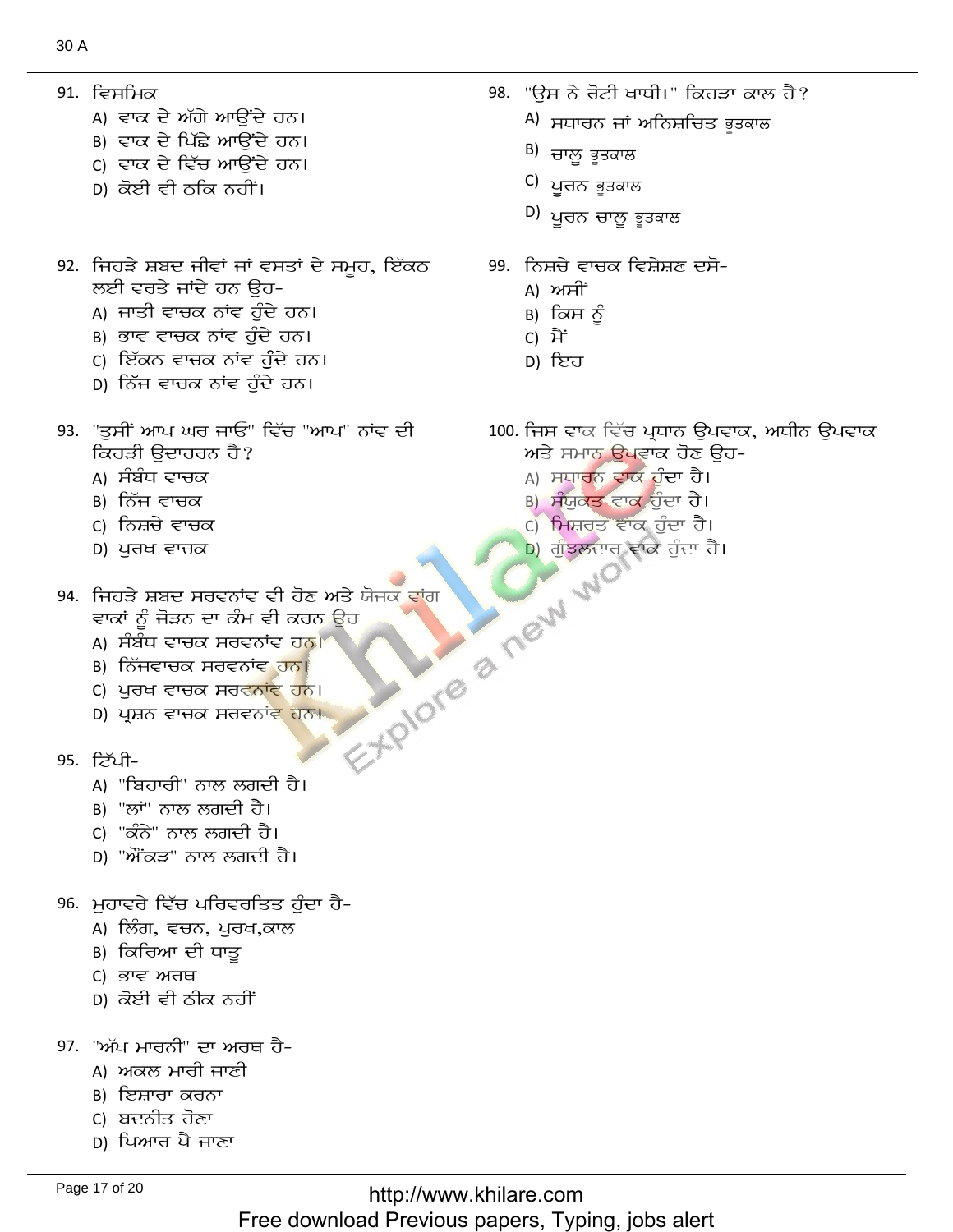91. ਵਿਸਮਿਕ
- A) ਵਾਕ ਦੇ ਅੱਗੇ ਆਉਂਦੇ ਹਨ।
- B) ਵਾਕ ਦੇ ਪਿੱਛੇ ਆਉਂਦੇ ਹਨ।
- C) ਵਾਕ ਦੇ ਵਿੱਚ ਆਉਂਦੇ ਹਨ।
- D) ਕੋਈ ਵੀ ਠਕਿ ਨਹੀਂ।

92. ਜਿਹੜੇ ਸ਼ਬਦ ਜੀਵਾਂ ਜਾਂ ਵਸਤਾਂ ਦੇ ਸਮੂਹ, ਇੱਕਠ ਲਈ ਵਰਤੇ ਜਾਂਦੇ ਹਨ ਉਹ-
- A) ਜਾਤੀ ਵਾਚਕ ਨਾਂਵ ਹੁੰਦੇ ਹਨ।
- B) ਭਾਵ ਵਾਚਕ ਨਾਂਵ ਹੁੰਦੇ ਹਨ।
- C) ਇੱਕਠ ਵਾਚਕ ਨਾਂਵ ਹੁੰਦੇ ਹਨ।
- D) ਨਿੱਜ ਵਾਚਕ ਨਾਂਵ ਹੁੰਦੇ ਹਨ।

93. "ਤੁਸੀਂ ਆਪ ਘਰ ਜਾਓ" ਵਿੱਚ "ਆਪ" ਨਾਂਵ ਦੀ ਕਿਹੜੀ ਉਦਾਹਰਨ ਹੈ?
- A) ਸੰਬੰਧ ਵਾਚਕ
- B) ਨਿੱਜ ਵਾਚਕ
- C) ਨਿਸ਼ਚੇ ਵਾਚਕ
- D) ਪੁਰਖ ਵਾਚਕ

94. ਜਿਹੜੇ ਸ਼ਬਦ ਸਰਵਨਾਂਵ ਵੀ ਹੋਣ ਅਤੇ ਯੋਜਕ ਵਾਂਗ ਵਾਕਾਂ ਨੂੰ ਜੋੜਨ ਦਾ ਕੰਮ ਵੀ ਕਰਨ ਉਹ
- A) ਸੰਬੰਧ ਵਾਚਕ ਸਰਵਨਾਂਵ ਹਨ।
- B) ਨਿੱਜਵਾਚਕ ਸਰਵਨਾਂਵ ਹਨ।
- C) ਪੁਰਖ ਵਾਚਕ ਸਰਵਨਾਂਵ ਹਨ।
- D) ਪ੍ਰਸ਼ਨ ਵਾਚਕ ਸਰਵਨਾਂਵ ਹਨ।

95. ਟਿੱਪੀ-
- A) "ਬਿਹਾਰੀ" ਨਾਲ ਲਗਦੀ ਹੈ।
- B) "ਲਾਂ" ਨਾਲ ਲਗਦੀ ਹੈ।
- C) "ਕੰਨੇ" ਨਾਲ ਲਗਦੀ ਹੈ।
- D) "ਔਂਕੜ" ਨਾਲ ਲਗਦੀ ਹੈ।

96. ਮੁਹਾਵਰੇ ਵਿੱਚ ਪਰਿਵਰਤਿਤ ਹੁੰਦਾ ਹੈ-
- A) ਲਿੰਗ, ਵਚਨ, ਪੁਰਖ,ਕਾਲ
- B) ਕਿਰਿਆ ਦੀ ਧਾਤੂ
- C) ਭਾਵ ਅਰਥ
- D) ਕੋਈ ਵੀ ਠੀਕ ਨਹੀਂ

97. "ਅੱਖ ਮਾਰਨੀ" ਦਾ ਅਰਥ ਹੈ-
- A) ਅਕਲ ਮਾਰੀ ਜਾਣੀ
- B) ਇਸ਼ਾਰਾ ਕਰਨਾ
- C) ਬਦਨੀਤ ਹੋਣਾ
- D) ਪਿਆਰ ਪੈ ਜਾਣਾ

98. "ਉਸ ਨੇ ਰੋਟੀ ਖਾਧੀ।" ਕਿਹੜਾ ਕਾਲ ਹੈ?
- A) ਸਧਾਰਨ ਜਾਂ ਅਨਿਸ਼ਚਿਤ ਭੂਤਕਾਲ
- B) ਚਾਲੂ ਭੂਤਕਾਲ
- C) ਪੂਰਨ ਭੂਤਕਾਲ
- D) ਪੂਰਨ ਚਾਲੂ ਭੂਤਕਾਲ

99. ਨਿਸ਼ਚੇ ਵਾਚਕ ਵਿਸ਼ੇਸ਼ਣ ਦਸੋ-
- A) ਅਸੀਂ
- B) ਕਿਸ ਨੂੰ
- C) ਮੈਂ
- D) ਇਹ

100. ਜਿਸ ਵਾਕ ਵਿੱਚ ਪ੍ਰਧਾਨ ਉਪਵਾਕ, ਅਧੀਨ ਉਪਵਾਕ ਅਤੇ ਸਮਾਨ ਉਪਵਾਕ ਹੋਣ ਉਹ-
- A) ਸਧਾਰਨ ਵਾਕ ਹੁੰਦਾ ਹੈ।
- B) ਸੰਯੁਕਤ ਵਾਕ ਹੁੰਦਾ ਹੈ।
- C) ਮਿਸ਼ਰਤ ਵਾਕ ਹੁੰਦਾ ਹੈ।
- D) ਗੁੰਝਲਦਾਰ ਵਾਕ ਹੁੰਦਾ ਹੈ।

http://www.khilare.com
Free download Previous papers, Typing, jobs alert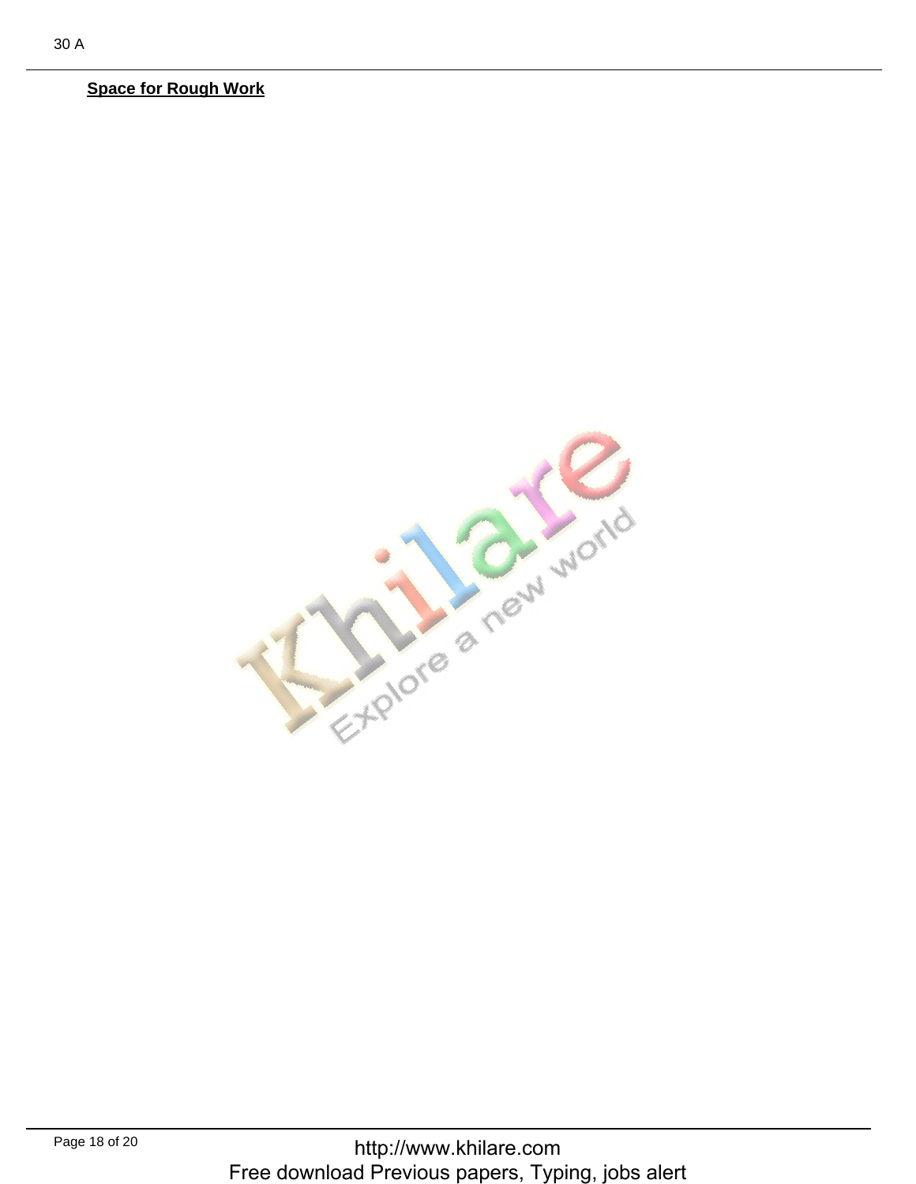**Space for Rough Work**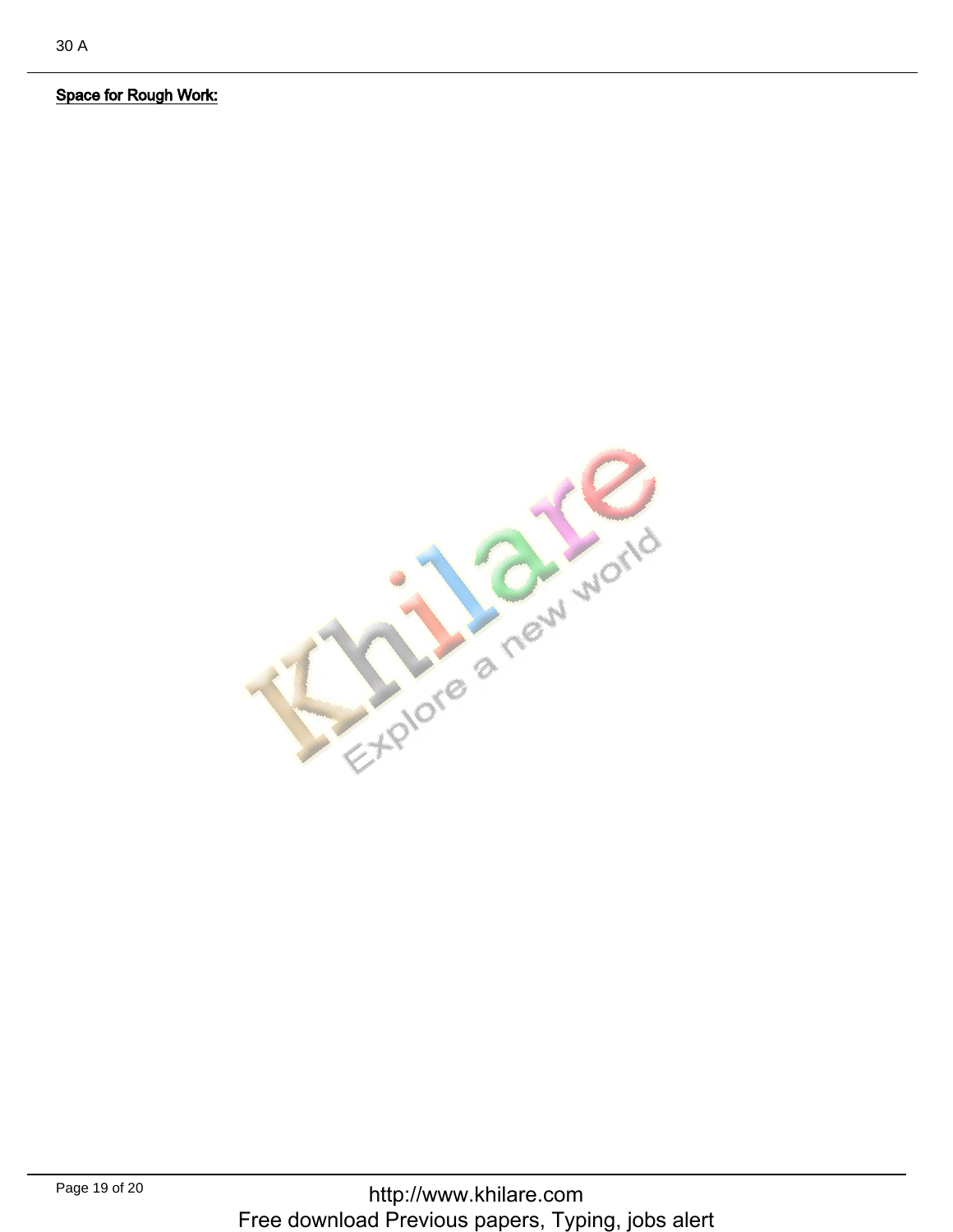**Space for Rough Work:**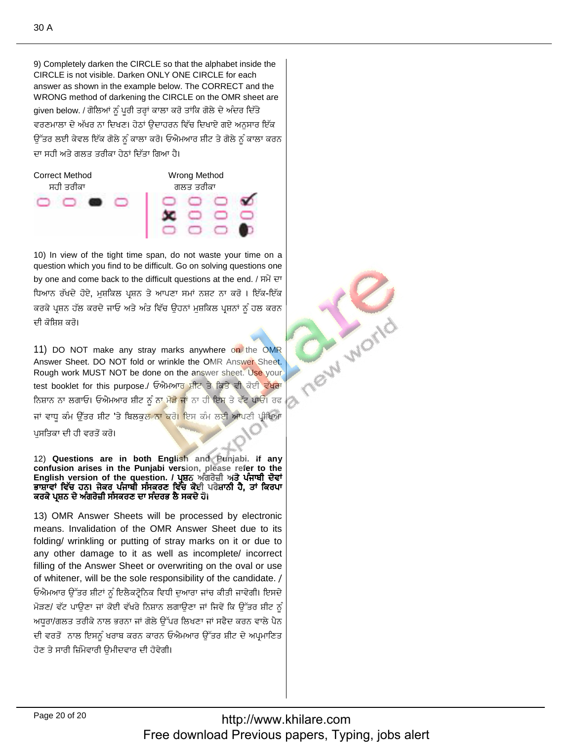9) Completely darken the CIRCLE so that the alphabet inside the CIRCLE is not visible. Darken ONLY ONE CIRCLE for each answer as shown in the example below. The CORRECT and the WRONG method of darkening the CIRCLE on the OMR sheet are given below. / ਗੋਲਿਆਂ ਨੂੰ ਪੂਰੀ ਤਰ੍ਹਾਂ ਕਾਲਾ ਕਰੋ ਤਾਂਕਿ ਗੋਲੇ ਦੇ ਅੰਦਰ ਦਿੱਤੇ ਵਰਣਮਾਲਾ ਦੇ ਅੱਖਰ ਨਾ ਦਿਖਣ। ਹੇਠਾਂ ਉਦਾਹਰਨ ਵਿੱਚ ਦਿਖਾਏ ਗਏ ਅਨੁਸਾਰ ਇੱਕ ਉੱਤਰ ਲਈ ਕੇਵਲ ਇੱਕ ਗੋਲੇ ਨੂੰ ਕਾਲਾ ਕਰੋ। ਓਐਮਆਰ ਸ਼ੀਟ ਤੇ ਗੋਲੇ ਨੂੰ ਕਾਲਾ ਕਰਨ ਦਾ ਸਹੀ ਅਤੇ ਗਲਤ ਤਰੀਕਾ ਹੇਠਾਂ ਦਿੱਤਾ ਗਿਆ ਹੈ।

Correct Method
ਸਹੀ ਤਰੀਕਾ

Wrong Method
ਗਲਤ ਤਰੀਕਾ

10) In view of the tight time span, do not waste your time on a question which you find to be difficult. Go on solving questions one by one and come back to the difficult questions at the end. / ਸਮੇਂ ਦਾ ਧਿਆਨ ਰੱਖਦੇ ਹੋਏ, ਮੁਸ਼ਕਿਲ ਪ੍ਰਸ਼ਨ ਤੇ ਆਪਣਾ ਸਮਾਂ ਨਸ਼ਟ ਨਾ ਕਰੋ । ਇੱਕ-ਇੱਕ ਕਰਕੇ ਪ੍ਰਸ਼ਨ ਹੱਲ ਕਰਦੇ ਜਾਓ ਅਤੇ ਅੰਤ ਵਿੱਚ ਉਹਨਾਂ ਮੁਸ਼ਕਿਲ ਪ੍ਰਸ਼ਨਾਂ ਨੂੰ ਹਲ ਕਰਨ ਦੀ ਕੋਸ਼ਿਸ਼ ਕਰੋ।

11) DO NOT make any stray marks anywhere on the OMR Answer Sheet. DO NOT fold or wrinkle the OMR Answer Sheet. Rough work MUST NOT be done on the answer sheet. Use your test booklet for this purpose./ ਓਐਮਆਰ ਸ਼ੀਟ ਤੇ ਕਿਤੇ ਵੀ ਕੋਈ ਵੱਖਰਾ ਨਿਸ਼ਾਨ ਨਾ ਲਗਾਓ। ਓਐਮਆਰ ਸ਼ੀਟ ਨੂੰ ਨਾ ਮੋੜੋ ਜਾਂ ਨਾ ਹੀ ਇਸ ਤੇ ਵੱਟ ਪਾਓ। ਰਫ ਜਾਂ ਵਾਧੂ ਕੰਮ ਉੱਤਰ ਸ਼ੀਟ 'ਤੇ ਬਿਲਕੁਲ ਨਾ ਕਰੋ। ਇਸ ਕੰਮ ਲਈ ਆਪਣੀ ਪ੍ਰੀਖਿਆ ਪੁਸਤਿਕਾ ਦੀ ਹੀ ਵਰਤੋਂ ਕਰੋ।

12) **Questions are in both English and Punjabi. If any confusion arises in the Punjabi version, please refer to the English version of the question. / ਪ੍ਰਸ਼ਨ ਅੰਗਰੇਜ਼ੀ ਅਤੇ ਪੰਜਾਬੀ ਦੋਵਾਂ ਭਾਸ਼ਾਵਾਂ ਵਿੱਚ ਹਨ। ਜੇਕਰ ਪੰਜਾਬੀ ਸੰਸਕਰਣ ਵਿੱਚ ਕੋਈ ਪਰੇਸ਼ਾਨੀ ਹੈ, ਤਾਂ ਕਿਰਪਾ ਕਰਕੇ ਪ੍ਰਸ਼ਨ ਦੇ ਅੰਗਰੇਜ਼ੀ ਸੰਸਕਰਣ ਦਾ ਸੰਦਰਭ ਲੈ ਸਕਦੇ ਹੋ।**

13) OMR Answer Sheets will be processed by electronic means. Invalidation of the OMR Answer Sheet due to its folding/ wrinkling or putting of stray marks on it or due to any other damage to it as well as incomplete/ incorrect filling of the Answer Sheet or overwriting on the oval or use of whitener, will be the sole responsibility of the candidate. / ਓਐਮਆਰ ਉੱਤਰ ਸ਼ੀਟਾਂ ਨੂੰ ਇਲੈਕਟ੍ਰੋਨਿਕ ਵਿਧੀ ਦੁਆਰਾ ਜਾਂਚ ਕੀਤੀ ਜਾਵੇਗੀ। ਇਸਦੇ ਮੋੜਣ/ ਵੱਟ ਪਾਉਣਾ ਜਾਂ ਕੋਈ ਵੱਖਰੇ ਨਿਸ਼ਾਨ ਲਗਾਉਣਾ ਜਾਂ ਜਿਵੇਂ ਕਿ ਉੱਤਰ ਸ਼ੀਟ ਨੂੰ ਅਧੂਰਾ/ਗਲਤ ਤਰੀਕੇ ਨਾਲ ਭਰਨਾ ਜਾਂ ਗੋਲੇ ਉੱਪਰ ਲਿਖਣਾ ਜਾਂ ਸਫੈਦ ਕਰਨ ਵਾਲੇ ਪੈਨ ਦੀ ਵਰਤੋਂ ਨਾਲ ਇਸਨੂੰ ਖਰਾਬ ਕਰਨ ਕਾਰਨ ਓਐਮਆਰ ਉੱਤਰ ਸ਼ੀਟ ਦੇ ਅਪ੍ਰਮਾਣਿਤ ਹੋਣ ਤੇ ਸਾਰੀ ਜ਼ਿੰਮੇਵਾਰੀ ਉਮੀਦਵਾਰ ਦੀ ਹੋਵੇਗੀ।